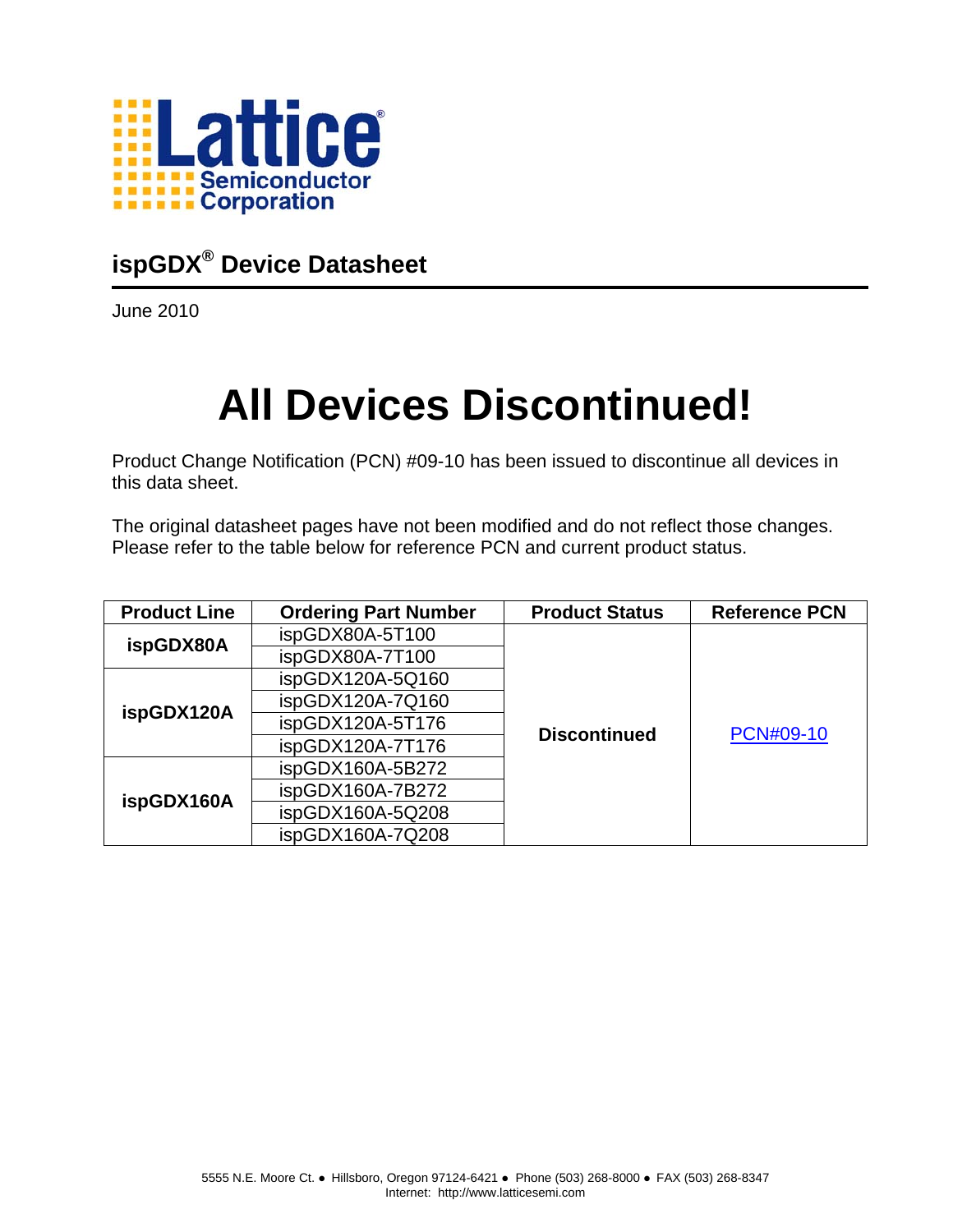Lattice Semiconductor Corporation

## ispGDX® Device Datasheet

June 2010

# All Devices Discontinued!

Product Change Notification (PCN) #09-10 has been issued to discontinue all devices in this data sheet.

The original datasheet pages have not been modified and do not reflect those changes. Please refer to the table below for reference PCN and current product status.

| Product Line | Ordering Part Number | Product Status | Reference PCN |
|---|---|---|---|
| ispGDX80A | ispGDX80A-5T100 | Discontinued | PCN#09-10 |
| | ispGDX80A-7T100 | | |
| ispGDX120A | ispGDX120A-5Q160 | | |
| | ispGDX120A-7Q160 | | |
| | ispGDX120A-5T176 | | |
| | ispGDX120A-7T176 | | |
| ispGDX160A | ispGDX160A-5B272 | | |
| | ispGDX160A-7B272 | | |
| | ispGDX160A-5Q208 | | |
| | ispGDX160A-7Q208 | | |

5555 N.E. Moore Ct. ● Hillsboro, Oregon 97124-6421 ● Phone (503) 268-8000 ● FAX (503) 268-8347
Internet: http://www.latticesemi.com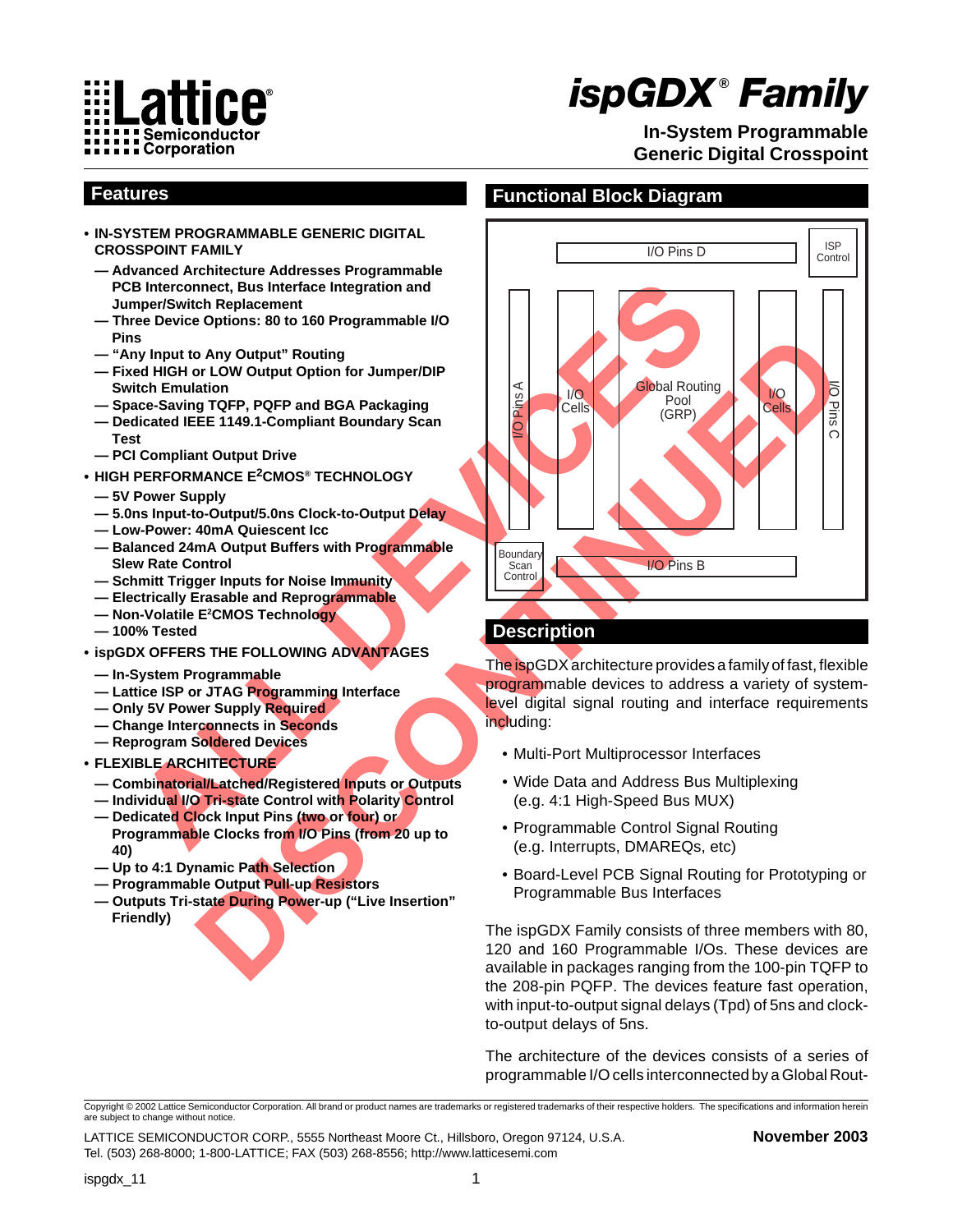# ispGDX® Family

**In-System Programmable Generic Digital Crosspoint**

## Features

- **IN-SYSTEM PROGRAMMABLE GENERIC DIGITAL CROSSPOINT FAMILY**
  - **— Advanced Architecture Addresses Programmable PCB Interconnect, Bus Interface Integration and Jumper/Switch Replacement**
  - **— Three Device Options: 80 to 160 Programmable I/O Pins**
  - **— "Any Input to Any Output" Routing**
  - **— Fixed HIGH or LOW Output Option for Jumper/DIP Switch Emulation**
  - **— Space-Saving TQFP, PQFP and BGA Packaging**
  - **— Dedicated IEEE 1149.1-Compliant Boundary Scan Test**
  - **— PCI Compliant Output Drive**
- **HIGH PERFORMANCE E²CMOS® TECHNOLOGY**
  - **— 5V Power Supply**
  - **— 5.0ns Input-to-Output/5.0ns Clock-to-Output Delay**
  - **— Low-Power: 40mA Quiescent Icc**
  - **— Balanced 24mA Output Buffers with Programmable Slew Rate Control**
  - **— Schmitt Trigger Inputs for Noise Immunity**
  - **— Electrically Erasable and Reprogrammable**
  - **— Non-Volatile E²CMOS Technology**
  - **— 100% Tested**
- **ispGDX OFFERS THE FOLLOWING ADVANTAGES**
  - **— In-System Programmable**
  - **— Lattice ISP or JTAG Programming Interface**
  - **— Only 5V Power Supply Required**
  - **— Change Interconnects in Seconds**
  - **— Reprogram Soldered Devices**
- **FLEXIBLE ARCHITECTURE**
  - **— Combinatorial/Latched/Registered Inputs or Outputs**
  - **— Individual I/O Tri-state Control with Polarity Control**
  - **— Dedicated Clock Input Pins (two or four) or Programmable Clocks from I/O Pins (from 20 up to 40)**
  - **— Up to 4:1 Dynamic Path Selection**
  - **— Programmable Output Pull-up Resistors**
  - **— Outputs Tri-state During Power-up ("Live Insertion" Friendly)**

## Functional Block Diagram

I/O Pins D | ISP Control | I/O Pins A | I/O Cells | Global Routing Pool (GRP) | I/O Cells | I/O Pins C | Boundary Scan Control | I/O Pins B

ALL DEVICES DISCONTINUED

## Description

The ispGDX architecture provides a family of fast, flexible programmable devices to address a variety of system-level digital signal routing and interface requirements including:

- Multi-Port Multiprocessor Interfaces
- Wide Data and Address Bus Multiplexing (e.g. 4:1 High-Speed Bus MUX)
- Programmable Control Signal Routing (e.g. Interrupts, DMAREQs, etc)
- Board-Level PCB Signal Routing for Prototyping or Programmable Bus Interfaces

The ispGDX Family consists of three members with 80, 120 and 160 Programmable I/Os. These devices are available in packages ranging from the 100-pin TQFP to the 208-pin PQFP. The devices feature fast operation, with input-to-output signal delays (Tpd) of 5ns and clock-to-output delays of 5ns.

The architecture of the devices consists of a series of programmable I/O cells interconnected by a Global Rout-

Copyright © 2002 Lattice Semiconductor Corporation. All brand or product names are trademarks or registered trademarks of their respective holders. The specifications and information herein are subject to change without notice.

LATTICE SEMICONDUCTOR CORP., 5555 Northeast Moore Ct., Hillsboro, Oregon 97124, U.S.A.
Tel. (503) 268-8000; 1-800-LATTICE; FAX (503) 268-8556; http://www.latticesemi.com

**November 2003**

ispgdx_11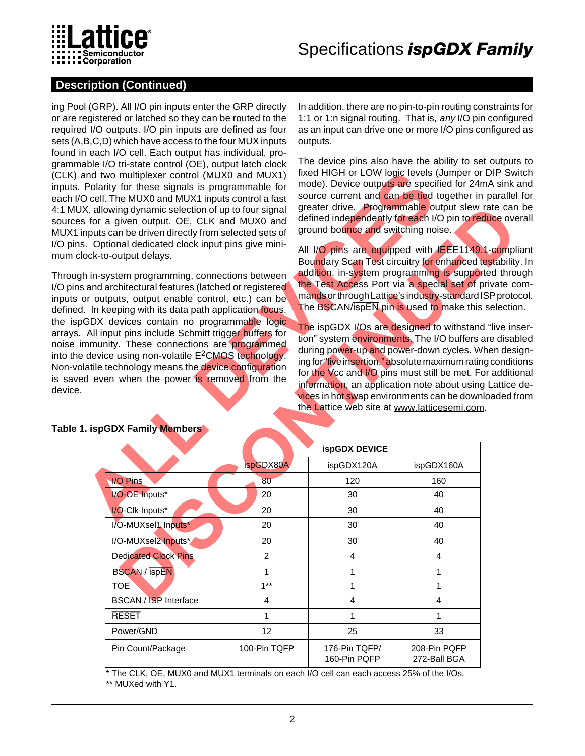## Description (Continued)

ing Pool (GRP). All I/O pin inputs enter the GRP directly or are registered or latched so they can be routed to the required I/O outputs. I/O pin inputs are defined as four sets (A,B,C,D) which have access to the four MUX inputs found in each I/O cell. Each output has individual, programmable I/O tri-state control (OE), output latch clock (CLK) and two multiplexer control (MUX0 and MUX1) inputs. Polarity for these signals is programmable for each I/O cell. The MUX0 and MUX1 inputs control a fast 4:1 MUX, allowing dynamic selection of up to four signal sources for a given output. OE, CLK and MUX0 and MUX1 inputs can be driven directly from selected sets of I/O pins. Optional dedicated clock input pins give minimum clock-to-output delays.

Through in-system programming, connections between I/O pins and architectural features (latched or registered inputs or outputs, output enable control, etc.) can be defined. In keeping with its data path application focus, the ispGDX devices contain no programmable logic arrays. All input pins include Schmitt trigger buffers for noise immunity. These connections are programmed into the device using non-volatile $E^2$CMOS technology. Non-volatile technology means the device configuration is saved even when the power is removed from the device.

In addition, there are no pin-to-pin routing constraints for 1:1 or 1:n signal routing. That is, *any* I/O pin configured as an input can drive one or more I/O pins configured as outputs.

The device pins also have the ability to set outputs to fixed HIGH or LOW logic levels (Jumper or DIP Switch mode). Device outputs are specified for 24mA sink and source current and can be tied together in parallel for greater drive. Programmable output slew rate can be defined independently for each I/O pin to reduce overall ground bounce and switching noise.

All I/O pins are equipped with IEEE1149.1-compliant Boundary Scan Test circuitry for enhanced testability. In addition, in-system programming is supported through the Test Access Port via a special set of private commands or through Lattice's industry-standard ISP protocol. The BSCAN/$\overline{\text{ispEN}}$ pin is used to make this selection.

The ispGDX I/Os are designed to withstand "live insertion" system environments. The I/O buffers are disabled during power-up and power-down cycles. When designing for "live insertion," absolute maximum rating conditions for the Vcc and I/O pins must still be met. For additional information, an application note about using Lattice devices in hot swap environments can be downloaded from the Lattice web site at www.latticesemi.com.

**Table 1. ispGDX Family Members**

| | ispGDX DEVICE | | |
|---|---|---|---|
| | ispGDX80A | ispGDX120A | ispGDX160A |
| I/O Pins | 80 | 120 | 160 |
| I/O-OE Inputs* | 20 | 30 | 40 |
| I/O-Clk Inputs* | 20 | 30 | 40 |
| I/O-MUXsel1 Inputs* | 20 | 30 | 40 |
| I/O-MUXsel2 Inputs* | 20 | 30 | 40 |
| Dedicated Clock Pins | 2 | 4 | 4 |
| BSCAN / $\overline{\text{ispEN}}$ | 1 | 1 | 1 |
| TOE | 1** | 1 | 1 |
| BSCAN / ISP Interface | 4 | 4 | 4 |
| $\overline{\text{RESET}}$ | 1 | 1 | 1 |
| Power/GND | 12 | 25 | 33 |
| Pin Count/Package | 100-Pin TQFP | 176-Pin TQFP/ 160-Pin PQFP | 208-Pin PQFP 272-Ball BGA |

\* The CLK, OE, MUX0 and MUX1 terminals on each I/O cell can each access 25% of the I/Os.
** MUXed with Y1.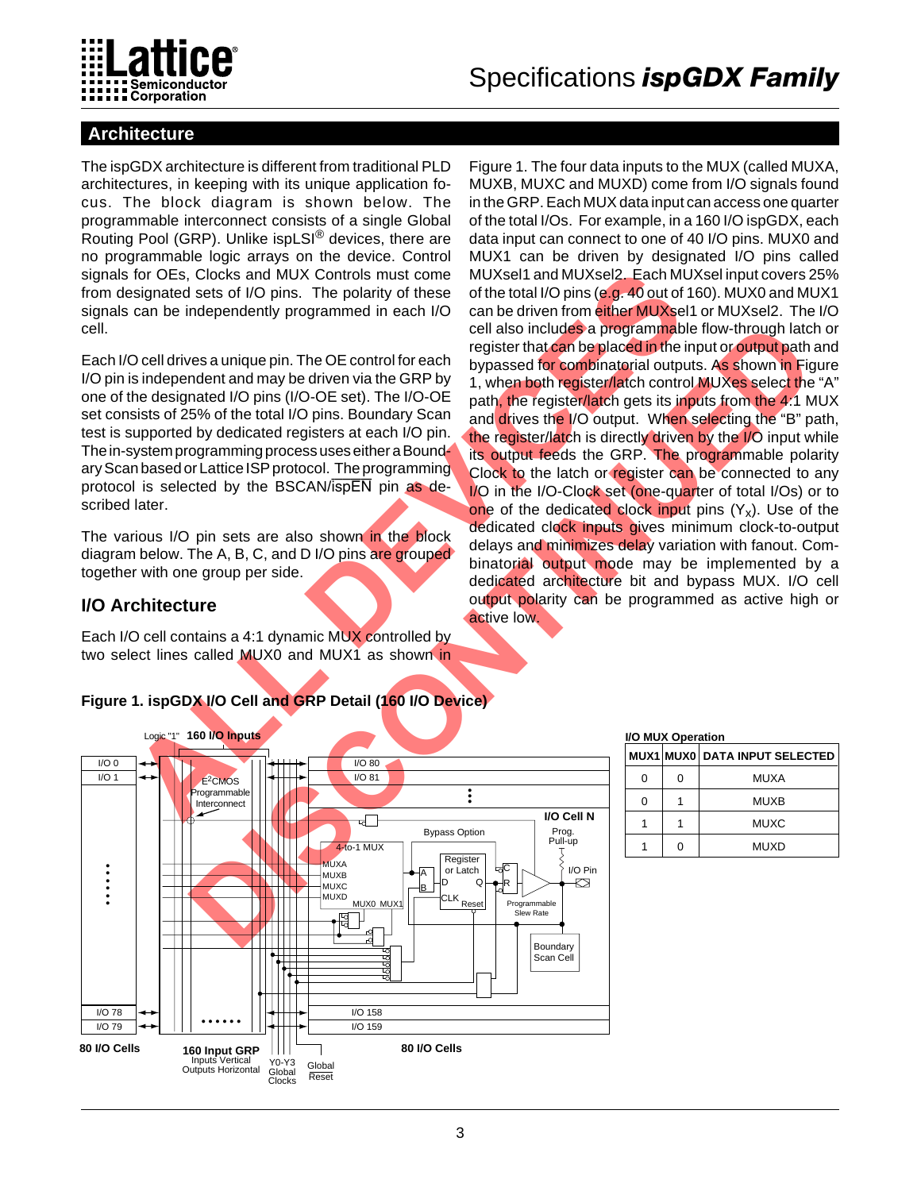## Architecture

The ispGDX architecture is different from traditional PLD architectures, in keeping with its unique application focus. The block diagram is shown below. The programmable interconnect consists of a single Global Routing Pool (GRP). Unlike ispLSI® devices, there are no programmable logic arrays on the device. Control signals for OEs, Clocks and MUX Controls must come from designated sets of I/O pins. The polarity of these signals can be independently programmed in each I/O cell.

Each I/O cell drives a unique pin. The OE control for each I/O pin is independent and may be driven via the GRP by one of the designated I/O pins (I/O-OE set). The I/O-OE set consists of 25% of the total I/O pins. Boundary Scan test is supported by dedicated registers at each I/O pin. The in-system programming process uses either a Boundary Scan based or Lattice ISP protocol. The programming protocol is selected by the BSCAN/ispEN pin as described later.

The various I/O pin sets are also shown in the block diagram below. The A, B, C, and D I/O pins are grouped together with one group per side.

### I/O Architecture

Each I/O cell contains a 4:1 dynamic MUX controlled by two select lines called MUX0 and MUX1 as shown in Figure 1. The four data inputs to the MUX (called MUXA, MUXB, MUXC and MUXD) come from I/O signals found in the GRP. Each MUX data input can access one quarter of the total I/Os. For example, in a 160 I/O ispGDX, each data input can connect to one of 40 I/O pins. MUX0 and MUX1 can be driven by designated I/O pins called MUXsel1 and MUXsel2. Each MUXsel input covers 25% of the total I/O pins (e.g. 40 out of 160). MUX0 and MUX1 can be driven from either MUXsel1 or MUXsel2. The I/O cell also includes a programmable flow-through latch or register that can be placed in the input or output path and bypassed for combinatorial outputs. As shown in Figure 1, when both register/latch control MUXes select the "A" path, the register/latch gets its inputs from the 4:1 MUX and drives the I/O output. When selecting the "B" path, the register/latch is directly driven by the I/O input while its output feeds the GRP. The programmable polarity Clock to the latch or register can be connected to any I/O in the I/O-Clock set (one-quarter of total I/Os) or to one of the dedicated clock input pins ($Y_x$). Use of the dedicated clock inputs gives minimum clock-to-output delays and minimizes delay variation with fanout. Combinatorial output mode may be implemented by a dedicated architecture bit and bypass MUX. I/O cell output polarity can be programmed as active high or active low.

**Figure 1. ispGDX I/O Cell and GRP Detail (160 I/O Device)**

**I/O MUX Operation**

| MUX1 | MUX0 | DATA INPUT SELECTED |
|---|---|---|
| 0 | 0 | MUXA |
| 0 | 1 | MUXB |
| 1 | 1 | MUXC |
| 1 | 0 | MUXD |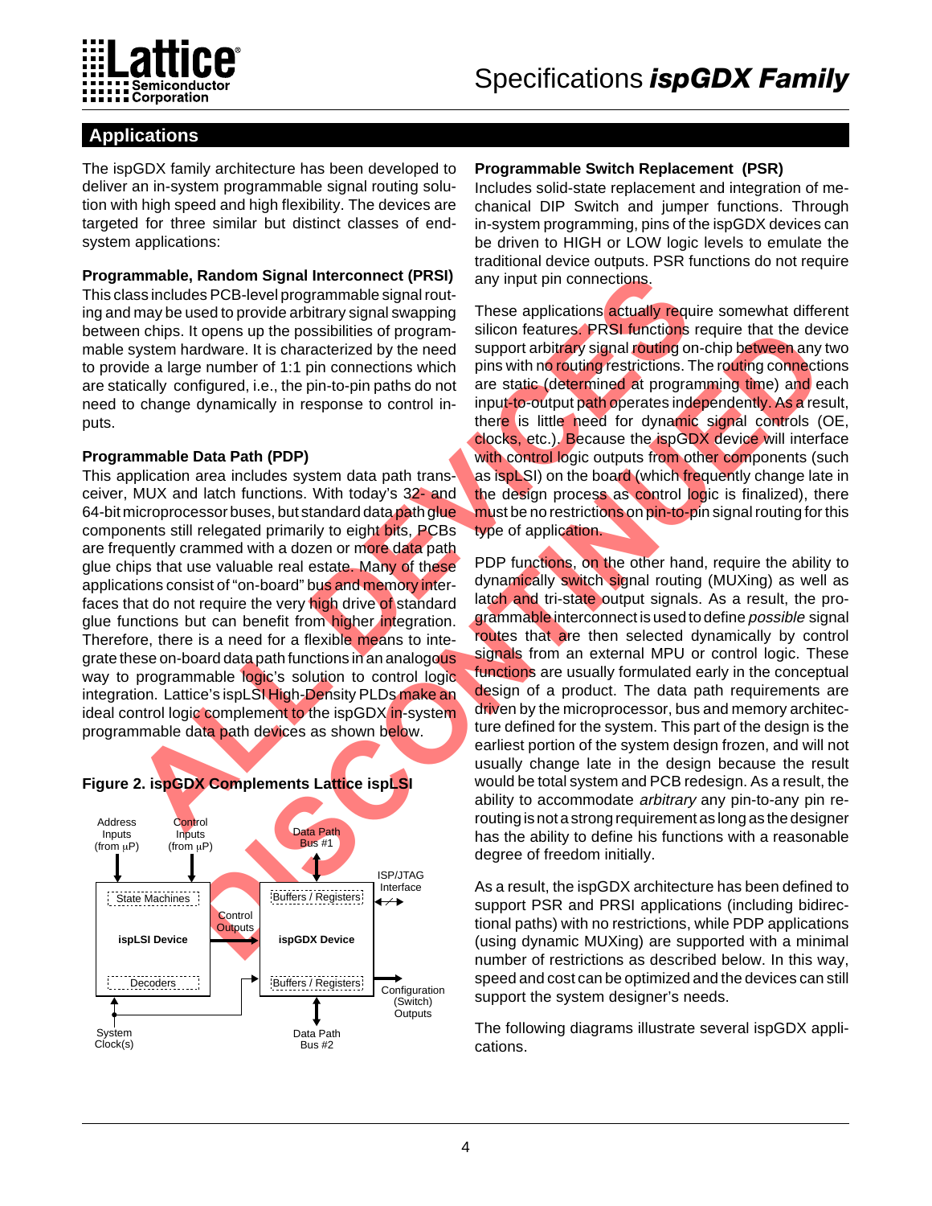## Applications

The ispGDX family architecture has been developed to deliver an in-system programmable signal routing solution with high speed and high flexibility. The devices are targeted for three similar but distinct classes of end-system applications:

### Programmable, Random Signal Interconnect (PRSI)

This class includes PCB-level programmable signal routing and may be used to provide arbitrary signal swapping between chips. It opens up the possibilities of programmable system hardware. It is characterized by the need to provide a large number of 1:1 pin connections which are statically configured, i.e., the pin-to-pin paths do not need to change dynamically in response to control inputs.

### Programmable Data Path (PDP)

This application area includes system data path transceiver, MUX and latch functions. With today's 32- and 64-bit microprocessor buses, but standard data path glue components still relegated primarily to eight bits, PCBs are frequently crammed with a dozen or more data path glue chips that use valuable real estate. Many of these applications consist of "on-board" bus and memory interfaces that do not require the very high drive of standard glue functions but can benefit from higher integration. Therefore, there is a need for a flexible means to integrate these on-board data path functions in an analogous way to programmable logic's solution to control logic integration. Lattice's ispLSI High-Density PLDs make an ideal control logic complement to the ispGDX in-system programmable data path devices as shown below.

**Figure 2. ispGDX Complements Lattice ispLSI**

Address Inputs (from µP) | Control Inputs (from µP) | Data Path Bus #1 | ISP/JTAG Interface | State Machines | ispLSI Device | Decoders | Control Outputs | Buffers / Registers | ispGDX Device | Buffers / Registers | Configuration (Switch) Outputs | System Clock(s) | Data Path Bus #2

### Programmable Switch Replacement (PSR)

Includes solid-state replacement and integration of mechanical DIP Switch and jumper functions. Through in-system programming, pins of the ispGDX devices can be driven to HIGH or LOW logic levels to emulate the traditional device outputs. PSR functions do not require any input pin connections.

These applications actually require somewhat different silicon features. PRSI functions require that the device support arbitrary signal routing on-chip between any two pins with no routing restrictions. The routing connections are static (determined at programming time) and each input-to-output path operates independently. As a result, there is little need for dynamic signal controls (OE, clocks, etc.). Because the ispGDX device will interface with control logic outputs from other components (such as ispLSI) on the board (which frequently change late in the design process as control logic is finalized), there must be no restrictions on pin-to-pin signal routing for this type of application.

PDP functions, on the other hand, require the ability to dynamically switch signal routing (MUXing) as well as latch and tri-state output signals. As a result, the programmable interconnect is used to define *possible* signal routes that are then selected dynamically by control signals from an external MPU or control logic. These functions are usually formulated early in the conceptual design of a product. The data path requirements are driven by the microprocessor, bus and memory architecture defined for the system. This part of the design is the earliest portion of the system design frozen, and will not usually change late in the design because the result would be total system and PCB redesign. As a result, the ability to accommodate *arbitrary* any pin-to-any pin re-routing is not a strong requirement as long as the designer has the ability to define his functions with a reasonable degree of freedom initially.

As a result, the ispGDX architecture has been defined to support PSR and PRSI applications (including bidirectional paths) with no restrictions, while PDP applications (using dynamic MUXing) are supported with a minimal number of restrictions as described below. In this way, speed and cost can be optimized and the devices can still support the system designer's needs.

The following diagrams illustrate several ispGDX applications.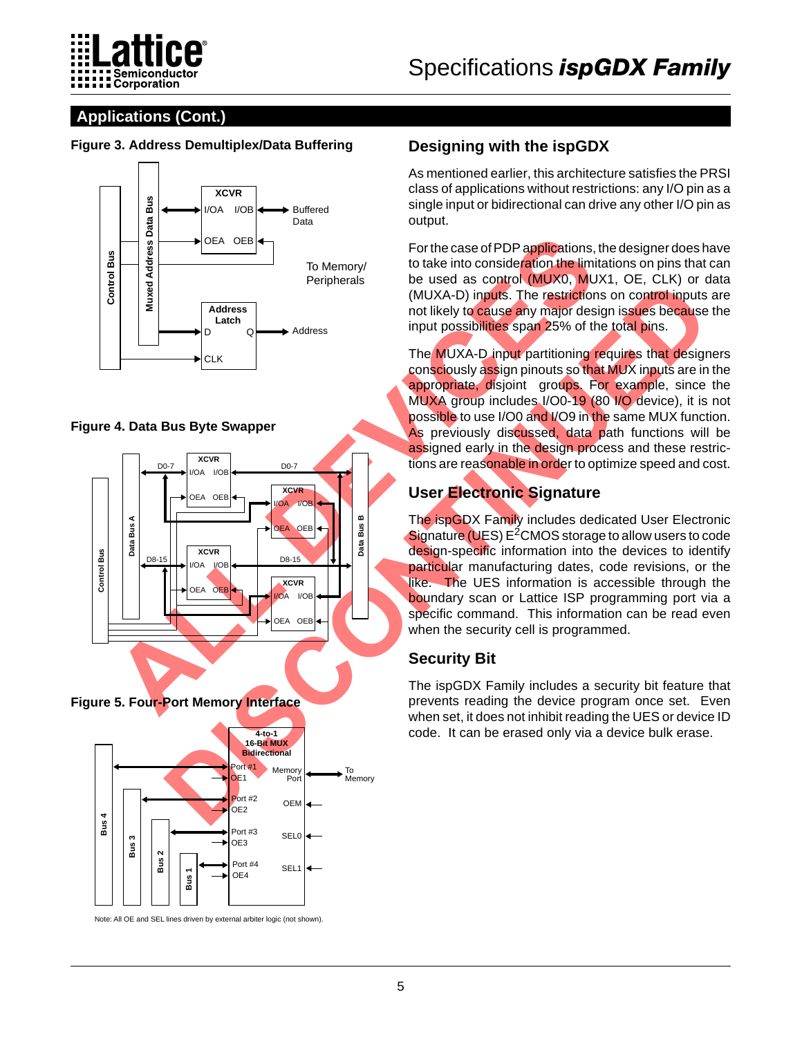## Applications (Cont.)

**Figure 3. Address Demultiplex/Data Buffering**

**Figure 4. Data Bus Byte Swapper**

**Figure 5. Four-Port Memory Interface**

Note: All OE and SEL lines driven by external arbiter logic (not shown).

### Designing with the ispGDX

As mentioned earlier, this architecture satisfies the PRSI class of applications without restrictions: any I/O pin as a single input or bidirectional can drive any other I/O pin as output.

For the case of PDP applications, the designer does have to take into consideration the limitations on pins that can be used as control (MUX0, MUX1, OE, CLK) or data (MUXA-D) inputs. The restrictions on control inputs are not likely to cause any major design issues because the input possibilities span 25% of the total pins.

The MUXA-D input partitioning requires that designers consciously assign pinouts so that MUX inputs are in the appropriate, disjoint groups. For example, since the MUXA group includes I/O0-19 (80 I/O device), it is not possible to use I/O0 and I/O9 in the same MUX function. As previously discussed, data path functions will be assigned early in the design process and these restrictions are reasonable in order to optimize speed and cost.

### User Electronic Signature

The ispGDX Family includes dedicated User Electronic Signature (UES) $E^2$CMOS storage to allow users to code design-specific information into the devices to identify particular manufacturing dates, code revisions, or the like. The UES information is accessible through the boundary scan or Lattice ISP programming port via a specific command. This information can be read even when the security cell is programmed.

### Security Bit

The ispGDX Family includes a security bit feature that prevents reading the device program once set. Even when set, it does not inhibit reading the UES or device ID code. It can be erased only via a device bulk erase.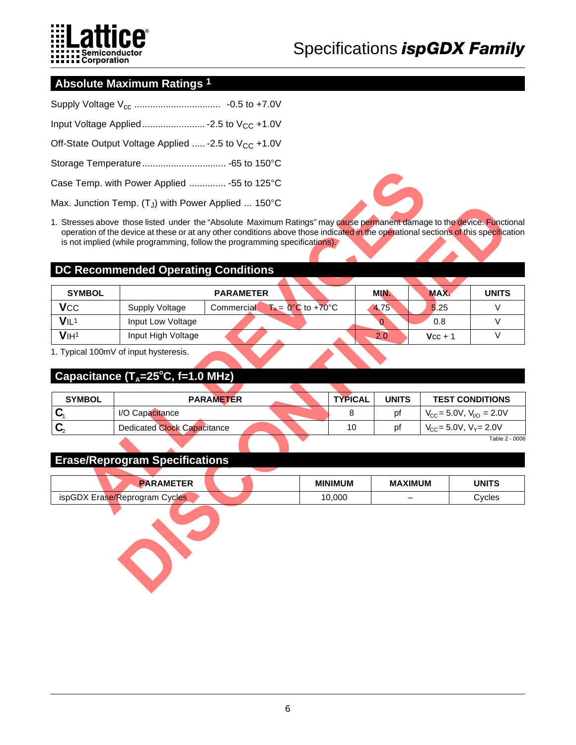## Absolute Maximum Ratings [1]

Supply Voltage $V_{cc}$ ................................ -0.5 to +7.0V

Input Voltage Applied........................ -2.5 to $V_{CC}$ +1.0V

Off-State Output Voltage Applied ..... -2.5 to $V_{CC}$ +1.0V

Storage Temperature................................ -65 to 150°C

Case Temp. with Power Applied .............. -55 to 125°C

Max. Junction Temp. ($T_J$) with Power Applied ... 150°C

1. Stresses above those listed under the "Absolute Maximum Ratings" may cause permanent damage to the device. Functional operation of the device at these or at any other conditions above those indicated in the operational sections of this specification is not implied (while programming, follow the programming specifications).

ALL DEVICES DISCONTINUED

## DC Recommended Operating Conditions

| SYMBOL | PARAMETER | | MIN. | MAX. | UNITS |
|---|---|---|---|---|---|
| $V_{CC}$ | Supply Voltage | Commercial $T_A$ = 0°C to +70°C | 4.75 | 5.25 | V |
| $V_{IL}$[1] | Input Low Voltage | | 0 | 0.8 | V |
| $V_{IH}$[1] | Input High Voltage | | 2.0 | $V_{CC}$ + 1 | V |

1. Typical 100mV of input hysteresis.

## Capacitance ($T_A$=25°C, f=1.0 MHz)

| SYMBOL | PARAMETER | TYPICAL | UNITS | TEST CONDITIONS |
|---|---|---|---|---|
| $C_1$ | I/O Capacitance | 8 | pf | $V_{CC}$ = 5.0V, $V_{I/O}$ = 2.0V |
| $C_2$ | Dedicated Clock Capacitance | 10 | pf | $V_{CC}$ = 5.0V, $V_Y$ = 2.0V |

Table 2 - 0006

## Erase/Reprogram Specifications

| PARAMETER | MINIMUM | MAXIMUM | UNITS |
|---|---|---|---|
| ispGDX Erase/Reprogram Cycles | 10,000 | – | Cycles |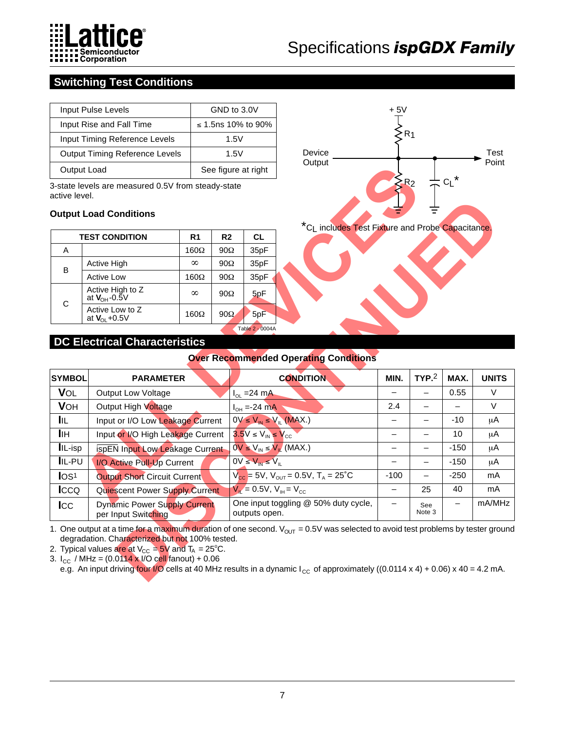## Switching Test Conditions

| | |
|---|---|
| Input Pulse Levels | GND to 3.0V |
| Input Rise and Fall Time | ≤ 1.5ns 10% to 90% |
| Input Timing Reference Levels | 1.5V |
| Output Timing Reference Levels | 1.5V |
| Output Load | See figure at right |

3-state levels are measured 0.5V from steady-state active level.

+ 5V

R1

Device Output

Test Point

R2

$C_L$*

*$C_L$ includes Test Fixture and Probe Capacitance.

### Output Load Conditions

| TEST CONDITION | | R1 | R2 | CL |
|---|---|---|---|---|
| A | | 160Ω | 90Ω | 35pF |
| B | Active High | ∞ | 90Ω | 35pF |
| | Active Low | 160Ω | 90Ω | 35pF |
| C | Active High to Z at $V_{OH}$-0.5V | ∞ | 90Ω | 5pF |
| | Active Low to Z at $V_{OL}$+0.5V | 160Ω | 90Ω | 5pF |

Table 2 - 0004A

## DC Electrical Characteristics

**Over Recommended Operating Conditions**

| SYMBOL | PARAMETER | CONDITION | MIN. | TYP.[2] | MAX. | UNITS |
|---|---|---|---|---|---|---|
| $V_{OL}$ | Output Low Voltage | $I_{OL}$ =24 mA | – | – | 0.55 | V |
| $V_{OH}$ | Output High Voltage | $I_{OH}$ =-24 mA | 2.4 | – | – | V |
| $I_{IL}$ | Input or I/O Low Leakage Current | 0V ≤ $V_{IN}$ ≤ $V_{IL}$ (MAX.) | – | – | -10 | μA |
| $I_{IH}$ | Input or I/O High Leakage Current | 3.5V ≤ $V_{IN}$ ≤ $V_{CC}$ | – | – | 10 | μA |
| $I_{IL-isp}$ | ispEN Input Low Leakage Current | 0V ≤ $V_{IN}$ ≤ $V_{IL}$ (MAX.) | – | – | -150 | μA |
| $I_{IL-PU}$ | I/O Active Pull-Up Current | 0V ≤ $V_{IN}$ ≤ $V_{IL}$ | – | – | -150 | μA |
| $I_{OS}$[1] | Output Short Circuit Current | $V_{CC}$ = 5V, $V_{OUT}$ = 0.5V, $T_A$ = 25°C | -100 | – | -250 | mA |
| $I_{CCQ}$ | Quiescent Power Supply Current | $V_{IL}$ = 0.5V, $V_{IH}$ = $V_{CC}$ | – | 25 | 40 | mA |
| $I_{CC}$ | Dynamic Power Supply Current per Input Switching | One input toggling @ 50% duty cycle, outputs open. | – | See Note 3 | – | mA/MHz |

1. One output at a time for a maximum duration of one second. $V_{OUT}$ = 0.5V was selected to avoid test problems by tester ground degradation. Characterized but not 100% tested.
2. Typical values are at $V_{CC}$ = 5V and $T_A$ = 25°C.
3. $I_{CC}$ / MHz = (0.0114 x I/O cell fanout) + 0.06
   e.g. An input driving four I/O cells at 40 MHz results in a dynamic $I_{CC}$ of approximately ((0.0114 x 4) + 0.06) x 40 = 4.2 mA.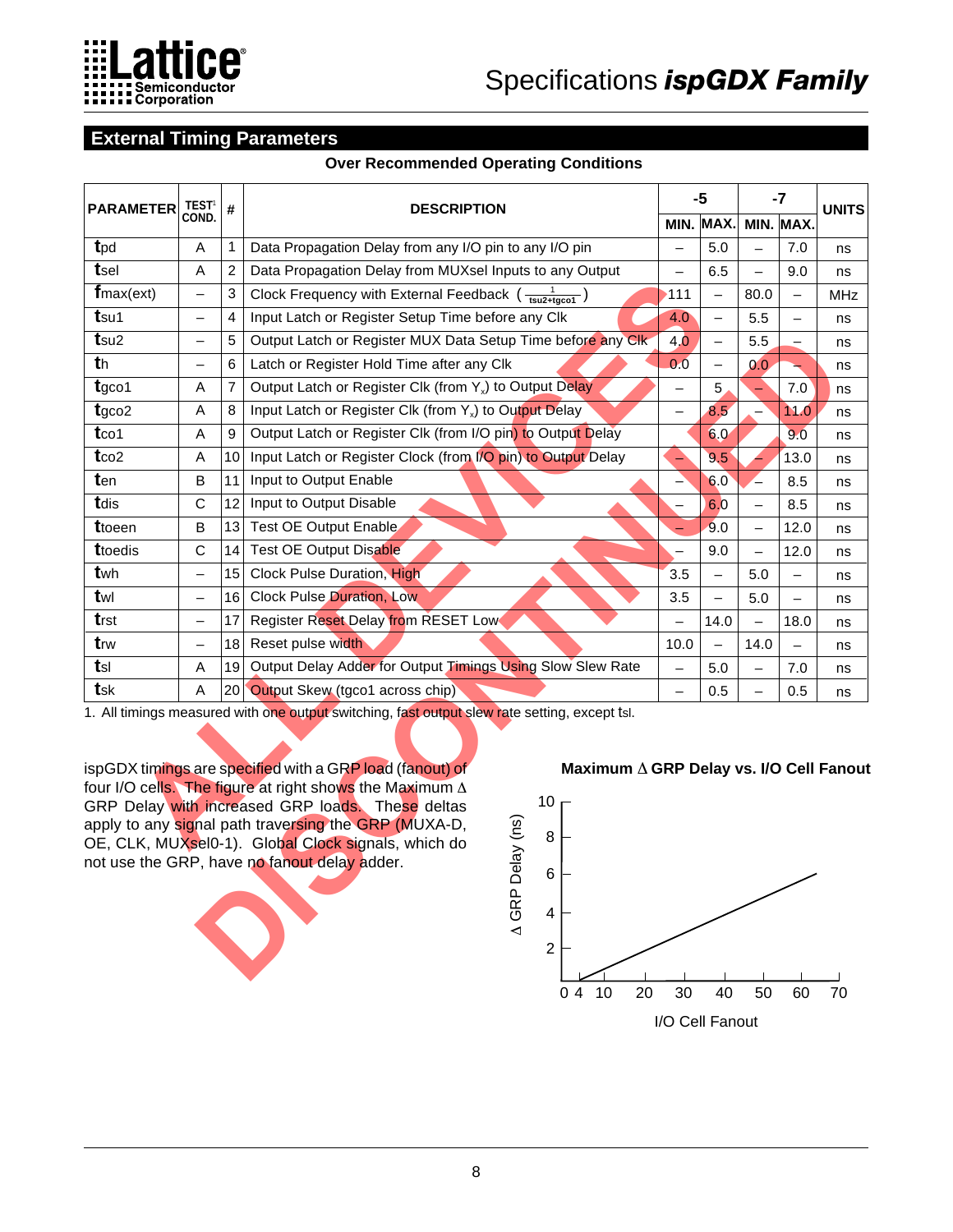## External Timing Parameters

**Over Recommended Operating Conditions**

| PARAMETER | TEST[1] COND. | # | DESCRIPTION | -5 | | -7 | | UNITS |
|---|---|---|---|---|---|---|---|---|
| | | | | MIN. | MAX. | MIN. | MAX. | |
| $t_{pd}$ | A | 1 | Data Propagation Delay from any I/O pin to any I/O pin | – | 5.0 | – | 7.0 | ns |
| $t_{sel}$ | A | 2 | Data Propagation Delay from MUXsel Inputs to any Output | – | 6.5 | – | 9.0 | ns |
| $f_{max(ext)}$ | – | 3 | Clock Frequency with External Feedback $\left(\frac{1}{t_{su2}+t_{gco1}}\right)$ | 111 | – | 80.0 | – | MHz |
| $t_{su1}$ | – | 4 | Input Latch or Register Setup Time before any Clk | 4.0 | – | 5.5 | – | ns |
| $t_{su2}$ | – | 5 | Output Latch or Register MUX Data Setup Time before any Clk | 4.0 | – | 5.5 | – | ns |
| $t_{h}$ | – | 6 | Latch or Register Hold Time after any Clk | 0.0 | – | 0.0 | – | ns |
| $t_{gco1}$ | A | 7 | Output Latch or Register Clk (from $Y_x$) to Output Delay | – | 5 | – | 7.0 | ns |
| $t_{gco2}$ | A | 8 | Input Latch or Register Clk (from $Y_x$) to Output Delay | – | 8.5 | – | 11.0 | ns |
| $t_{co1}$ | A | 9 | Output Latch or Register Clk (from I/O pin) to Output Delay | – | 6.0 | – | 9.0 | ns |
| $t_{co2}$ | A | 10 | Input Latch or Register Clock (from I/O pin) to Output Delay | – | 9.5 | – | 13.0 | ns |
| $t_{en}$ | B | 11 | Input to Output Enable | – | 6.0 | – | 8.5 | ns |
| $t_{dis}$ | C | 12 | Input to Output Disable | – | 6.0 | – | 8.5 | ns |
| $t_{toeen}$ | B | 13 | Test OE Output Enable | – | 9.0 | – | 12.0 | ns |
| $t_{toedis}$ | C | 14 | Test OE Output Disable | – | 9.0 | – | 12.0 | ns |
| $t_{wh}$ | – | 15 | Clock Pulse Duration, High | 3.5 | – | 5.0 | – | ns |
| $t_{wl}$ | – | 16 | Clock Pulse Duration, Low | 3.5 | – | 5.0 | – | ns |
| $t_{rst}$ | – | 17 | Register Reset Delay from RESET Low | – | 14.0 | – | 18.0 | ns |
| $t_{rw}$ | – | 18 | Reset pulse width | 10.0 | – | 14.0 | – | ns |
| $t_{sl}$ | A | 19 | Output Delay Adder for Output Timings Using Slow Slew Rate | – | 5.0 | – | 7.0 | ns |
| $t_{sk}$ | A | 20 | Output Skew (tgco1 across chip) | – | 0.5 | – | 0.5 | ns |

1. All timings measured with one output switching, fast output slew rate setting, except $t_{sl}$.

ispGDX timings are specified with a GRP load (fanout) of four I/O cells. The figure at right shows the Maximum Δ GRP Delay with increased GRP loads. These deltas apply to any signal path traversing the GRP (MUXA-D, OE, CLK, MUXsel0-1). Global Clock signals, which do not use the GRP, have no fanout delay adder.

**Maximum Δ GRP Delay vs. I/O Cell Fanout**

(Chart: Δ GRP Delay (ns), 0–10, vs. I/O Cell Fanout, 0–70; linear increase from 0 ns at fanout 4 to about 6 ns at fanout 64.)

ALL DEVICES DISCONTINUED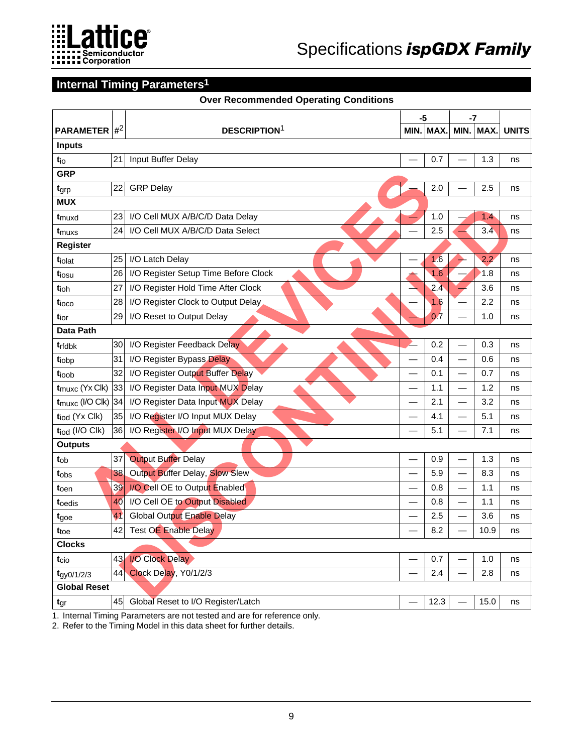## Internal Timing Parameters[1]

**Over Recommended Operating Conditions**

| PARAMETER | #[2] | DESCRIPTION[1] | -5 MIN. | -5 MAX. | -7 MIN. | -7 MAX. | UNITS |
|---|---|---|---|---|---|---|---|
| **Inputs** | | | | | | | |
| $t_{io}$ | 21 | Input Buffer Delay | — | 0.7 | — | 1.3 | ns |
| **GRP** | | | | | | | |
| $t_{grp}$ | 22 | GRP Delay | — | 2.0 | — | 2.5 | ns |
| **MUX** | | | | | | | |
| $t_{muxd}$ | 23 | I/O Cell MUX A/B/C/D Data Delay | — | 1.0 | — | 1.4 | ns |
| $t_{muxs}$ | 24 | I/O Cell MUX A/B/C/D Data Select | — | 2.5 | — | 3.4 | ns |
| **Register** | | | | | | | |
| $t_{iolat}$ | 25 | I/O Latch Delay | — | 1.6 | — | 2.2 | ns |
| $t_{iosu}$ | 26 | I/O Register Setup Time Before Clock | — | 1.6 | — | 1.8 | ns |
| $t_{ioh}$ | 27 | I/O Register Hold Time After Clock | — | 2.4 | — | 3.6 | ns |
| $t_{ioco}$ | 28 | I/O Register Clock to Output Delay | — | 1.6 | — | 2.2 | ns |
| $t_{ior}$ | 29 | I/O Reset to Output Delay | — | 0.7 | — | 1.0 | ns |
| **Data Path** | | | | | | | |
| $t_{rfdbk}$ | 30 | I/O Register Feedback Delay | — | 0.2 | — | 0.3 | ns |
| $t_{iobp}$ | 31 | I/O Register Bypass Delay | — | 0.4 | — | 0.6 | ns |
| $t_{ioob}$ | 32 | I/O Register Output Buffer Delay | — | 0.1 | — | 0.7 | ns |
| $t_{muxc}$ (Yx Clk) | 33 | I/O Register Data Input MUX Delay | — | 1.1 | — | 1.2 | ns |
| $t_{muxc}$ (I/O Clk) | 34 | I/O Register Data Input MUX Delay | — | 2.1 | — | 3.2 | ns |
| $t_{iod}$ (Yx Clk) | 35 | I/O Register I/O Input MUX Delay | — | 4.1 | — | 5.1 | ns |
| $t_{iod}$ (I/O Clk) | 36 | I/O Register I/O Input MUX Delay | — | 5.1 | — | 7.1 | ns |
| **Outputs** | | | | | | | |
| $t_{ob}$ | 37 | Output Buffer Delay | — | 0.9 | — | 1.3 | ns |
| $t_{obs}$ | 38 | Output Buffer Delay, Slow Slew | — | 5.9 | — | 8.3 | ns |
| $t_{oen}$ | 39 | I/O Cell OE to Output Enabled | — | 0.8 | — | 1.1 | ns |
| $t_{oedis}$ | 40 | I/O Cell OE to Output Disabled | — | 0.8 | — | 1.1 | ns |
| $t_{goe}$ | 41 | Global Output Enable Delay | — | 2.5 | — | 3.6 | ns |
| $t_{toe}$ | 42 | Test OE Enable Delay | — | 8.2 | — | 10.9 | ns |
| **Clocks** | | | | | | | |
| $t_{cio}$ | 43 | I/O Clock Delay | — | 0.7 | — | 1.0 | ns |
| $t_{gy0/1/2/3}$ | 44 | Clock Delay, Y0/1/2/3 | — | 2.4 | — | 2.8 | ns |
| **Global Reset** | | | | | | | |
| $t_{gr}$ | 45 | Global Reset to I/O Register/Latch | — | 12.3 | — | 15.0 | ns |

1. Internal Timing Parameters are not tested and are for reference only.
2. Refer to the Timing Model in this data sheet for further details.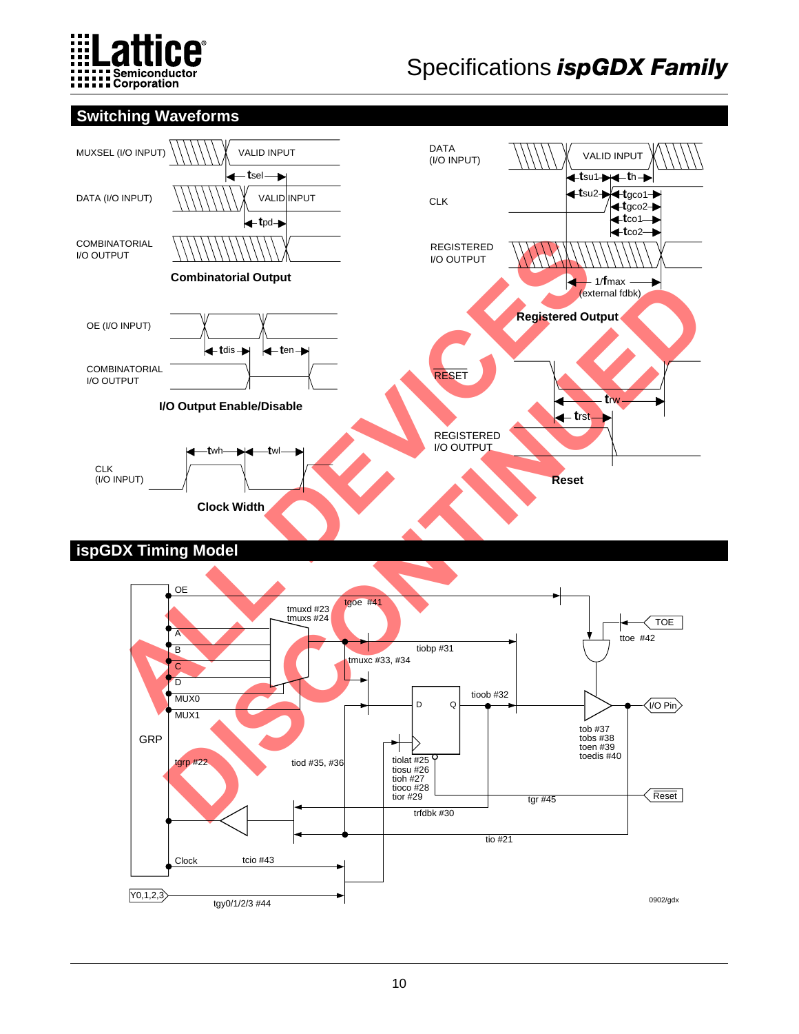## Switching Waveforms

MUXSEL (I/O INPUT) — VALID INPUT — tsel

DATA (I/O INPUT) — VALID INPUT — tpd

COMBINATORIAL I/O OUTPUT

**Combinatorial Output**

DATA (I/O INPUT) — VALID INPUT — tsu1, th, tsu2

CLK — tgco1, tgco2, tco1, tco2

REGISTERED I/O OUTPUT — 1/fmax (external fdbk)

**Registered Output**

OE (I/O INPUT) — tdis, ten

COMBINATORIAL I/O OUTPUT

**I/O Output Enable/Disable**

RESET — trw, trst

REGISTERED I/O OUTPUT

**Reset**

CLK (I/O INPUT) — twh, twl

**Clock Width**

## ispGDX Timing Model

OE, A, B, C, D, MUX0, MUX1, GRP, Clock, Y0,1,2,3

tgoe #41, tmuxd #23, tmuxs #24, tiobp #31, tmuxc #33, #34, tiood #32, ttoe #42, TOE, I/O Pin, tob #37, tobs #38, toen #39, toedis #40, tgrp #22, tiod #35, #36, tiolat #25, tiosu #26, tioh #27, tioco #28, tior #29, tgr #45, Reset, trfdbk #30, tio #21, tcio #43, tgy0/1/2/3 #44

0902/gdx

ALL DEVICES DISCONTINUED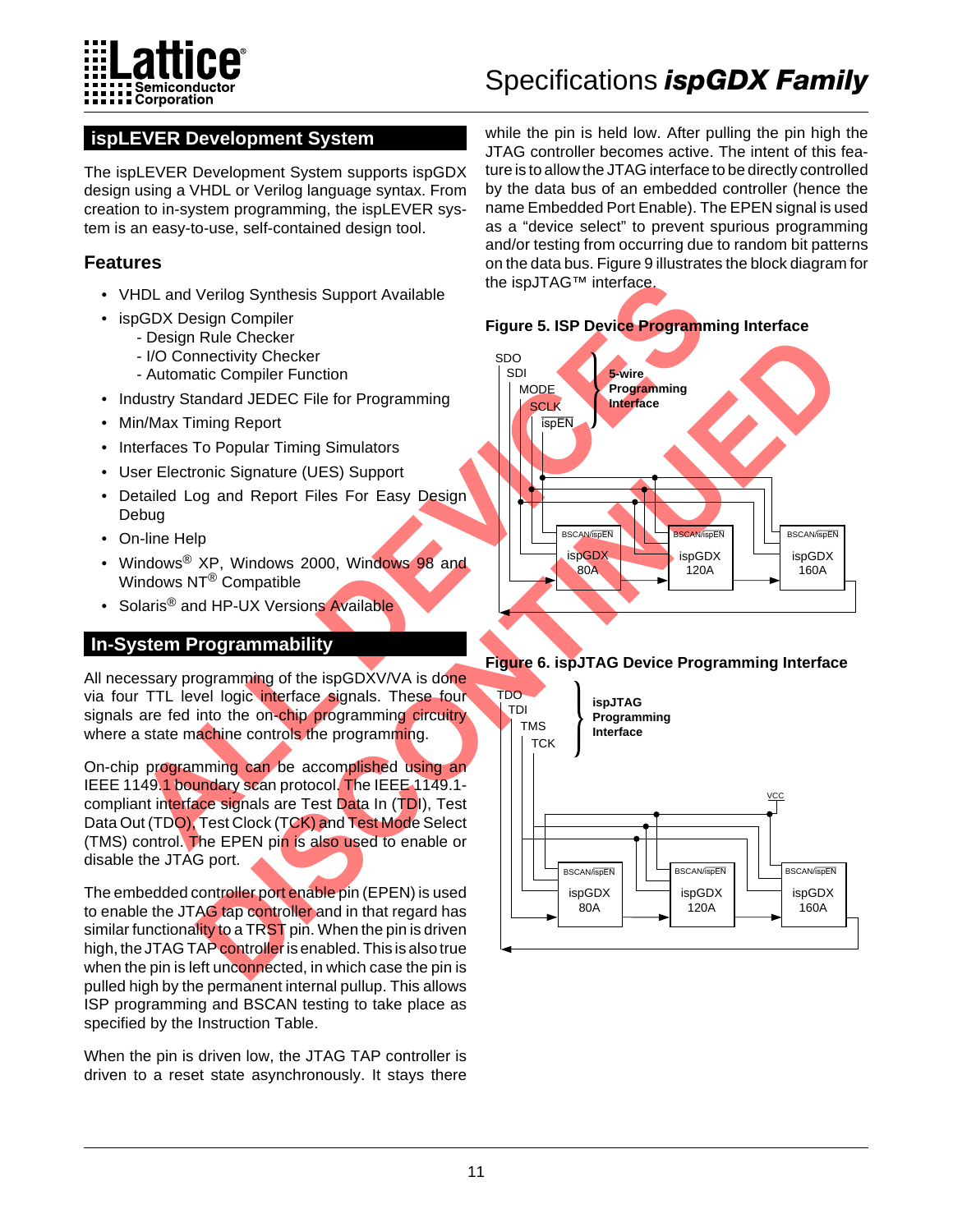## ispLEVER Development System

The ispLEVER Development System supports ispGDX design using a VHDL or Verilog language syntax. From creation to in-system programming, the ispLEVER system is an easy-to-use, self-contained design tool.

### Features

- VHDL and Verilog Synthesis Support Available
- ispGDX Design Compiler
  - Design Rule Checker
  - I/O Connectivity Checker
  - Automatic Compiler Function
- Industry Standard JEDEC File for Programming
- Min/Max Timing Report
- Interfaces To Popular Timing Simulators
- User Electronic Signature (UES) Support
- Detailed Log and Report Files For Easy Design Debug
- On-line Help
- Windows® XP, Windows 2000, Windows 98 and Windows NT® Compatible
- Solaris® and HP-UX Versions Available

## In-System Programmability

All necessary programming of the ispGDXV/VA is done via four TTL level logic interface signals. These four signals are fed into the on-chip programming circuitry where a state machine controls the programming.

On-chip programming can be accomplished using an IEEE 1149.1 boundary scan protocol. The IEEE 1149.1-compliant interface signals are Test Data In (TDI), Test Data Out (TDO), Test Clock (TCK) and Test Mode Select (TMS) control. The EPEN pin is also used to enable or disable the JTAG port.

The embedded controller port enable pin (EPEN) is used to enable the JTAG tap controller and in that regard has similar functionality to a TRST pin. When the pin is driven high, the JTAG TAP controller is enabled. This is also true when the pin is left unconnected, in which case the pin is pulled high by the permanent internal pullup. This allows ISP programming and BSCAN testing to take place as specified by the Instruction Table.

When the pin is driven low, the JTAG TAP controller is driven to a reset state asynchronously. It stays there while the pin is held low. After pulling the pin high the JTAG controller becomes active. The intent of this feature is to allow the JTAG interface to be directly controlled by the data bus of an embedded controller (hence the name Embedded Port Enable). The EPEN signal is used as a "device select" to prevent spurious programming and/or testing from occurring due to random bit patterns on the data bus. Figure 9 illustrates the block diagram for the ispJTAG™ interface.

**Figure 5. ISP Device Programming Interface**

**Figure 6. ispJTAG Device Programming Interface**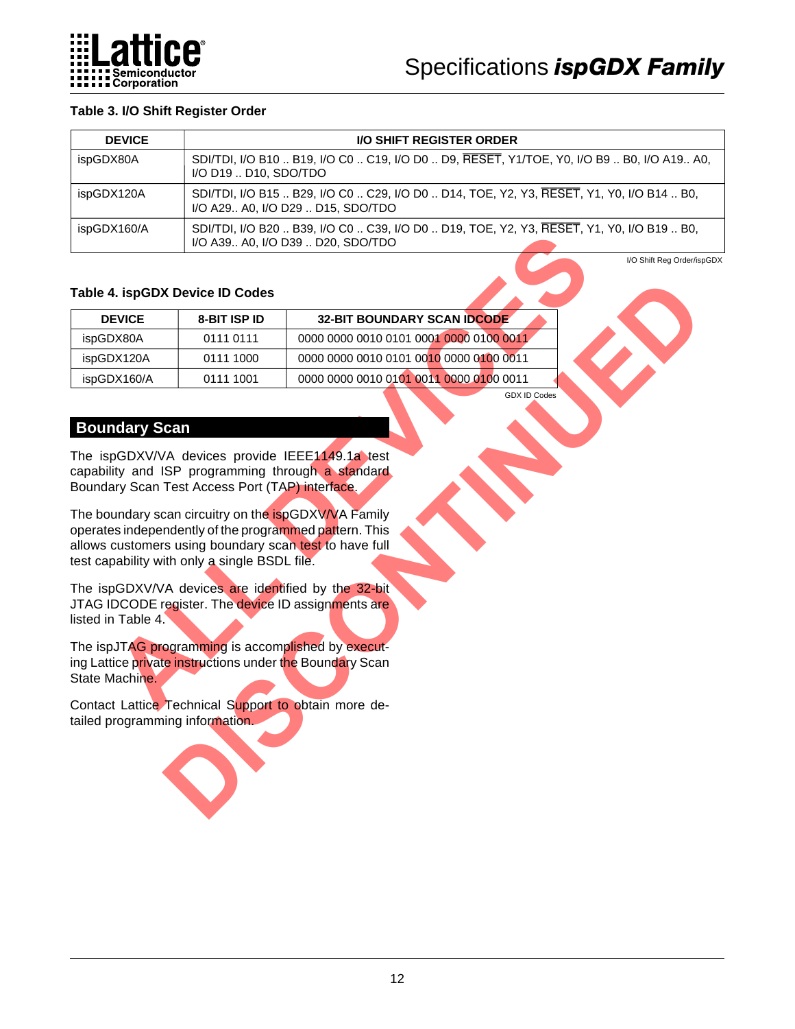**Table 3. I/O Shift Register Order**

| DEVICE | I/O SHIFT REGISTER ORDER |
|---|---|
| ispGDX80A | SDI/TDI, I/O B10 .. B19, I/O C0 .. C19, I/O D0 .. D9, $\overline{\text{RESET}}$, Y1/TOE, Y0, I/O B9 .. B0, I/O A19.. A0, I/O D19 .. D10, SDO/TDO |
| ispGDX120A | SDI/TDI, I/O B15 .. B29, I/O C0 .. C29, I/O D0 .. D14, TOE, Y2, Y3, $\overline{\text{RESET}}$, Y1, Y0, I/O B14 .. B0, I/O A29.. A0, I/O D29 .. D15, SDO/TDO |
| ispGDX160/A | SDI/TDI, I/O B20 .. B39, I/O C0 .. C39, I/O D0 .. D19, TOE, Y2, Y3, $\overline{\text{RESET}}$, Y1, Y0, I/O B19 .. B0, I/O A39.. A0, I/O D39 .. D20, SDO/TDO |

I/O Shift Reg Order/ispGDX

**Table 4. ispGDX Device ID Codes**

| DEVICE | 8-BIT ISP ID | 32-BIT BOUNDARY SCAN IDCODE |
|---|---|---|
| ispGDX80A | 0111 0111 | 0000 0000 0010 0101 0001 0000 0100 0011 |
| ispGDX120A | 0111 1000 | 0000 0000 0010 0101 0010 0000 0100 0011 |
| ispGDX160/A | 0111 1001 | 0000 0000 0010 0101 0011 0000 0100 0011 |

GDX ID Codes

## Boundary Scan

The ispGDXV/VA devices provide IEEE1149.1a test capability and ISP programming through a standard Boundary Scan Test Access Port (TAP) interface.

The boundary scan circuitry on the ispGDXV/VA Family operates independently of the programmed pattern. This allows customers using boundary scan test to have full test capability with only a single BSDL file.

The ispGDXV/VA devices are identified by the 32-bit JTAG IDCODE register. The device ID assignments are listed in Table 4.

The ispJTAG programming is accomplished by executing Lattice private instructions under the Boundary Scan State Machine.

Contact Lattice Technical Support to obtain more detailed programming information.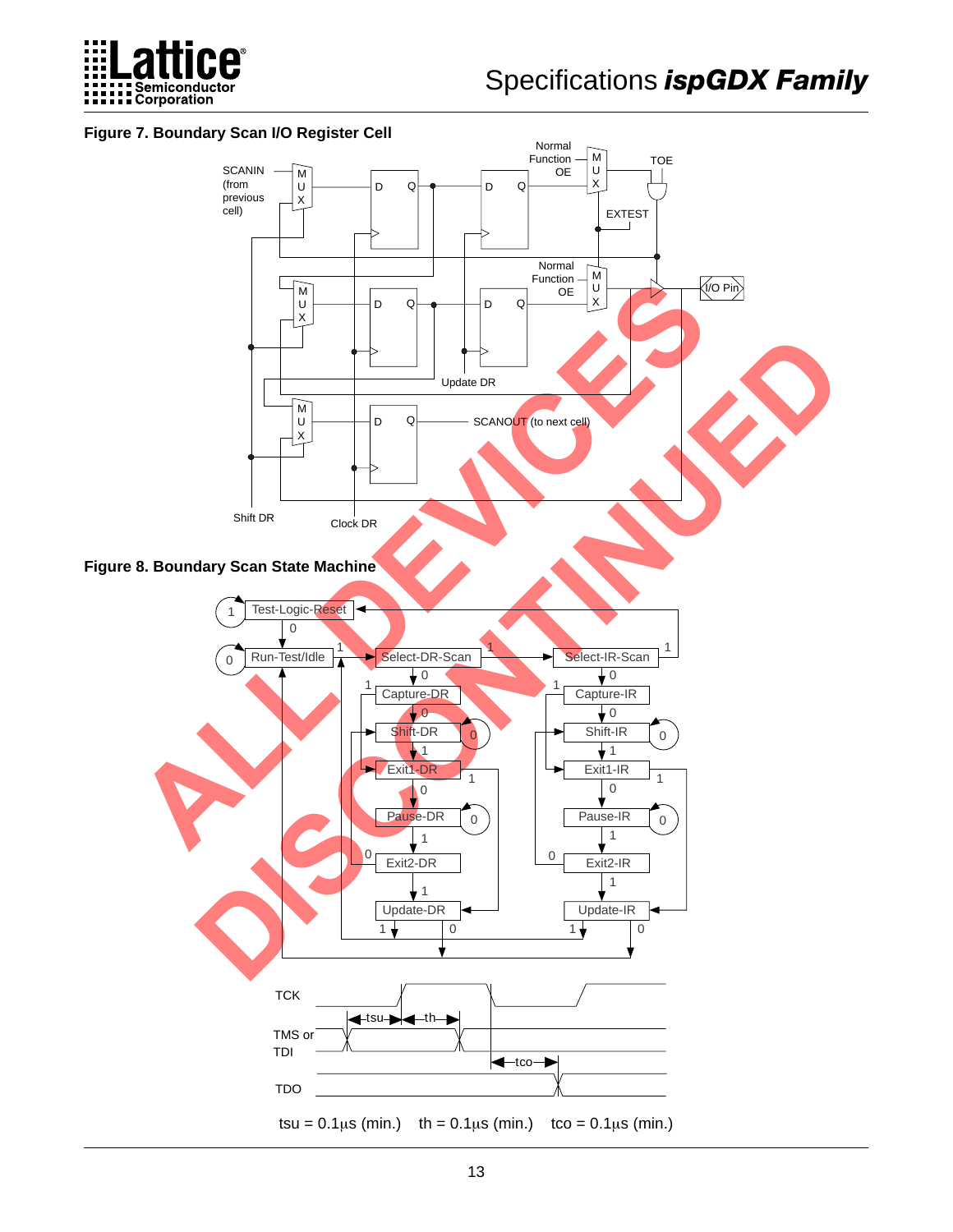**Figure 7. Boundary Scan I/O Register Cell**

SCANIN (from previous cell)

Normal Function OE

TOE

EXTEST

Normal Function OE

I/O Pin

Update DR

SCANOUT (to next cell)

Shift DR

Clock DR

**Figure 8. Boundary Scan State Machine**

Test-Logic-Reset

Run-Test/Idle

Select-DR-Scan

Select-IR-Scan

Capture-DR

Shift-DR

Exit1-DR

Pause-DR

Exit2-DR

Update-DR

Capture-IR

Shift-IR

Exit1-IR

Pause-IR

Exit2-IR

Update-IR

TCK

TMS or TDI

TDO

tsu = 0.1µs (min.) th = 0.1µs (min.) tco = 0.1µs (min.)

ALL DEVICES DISCONTINUED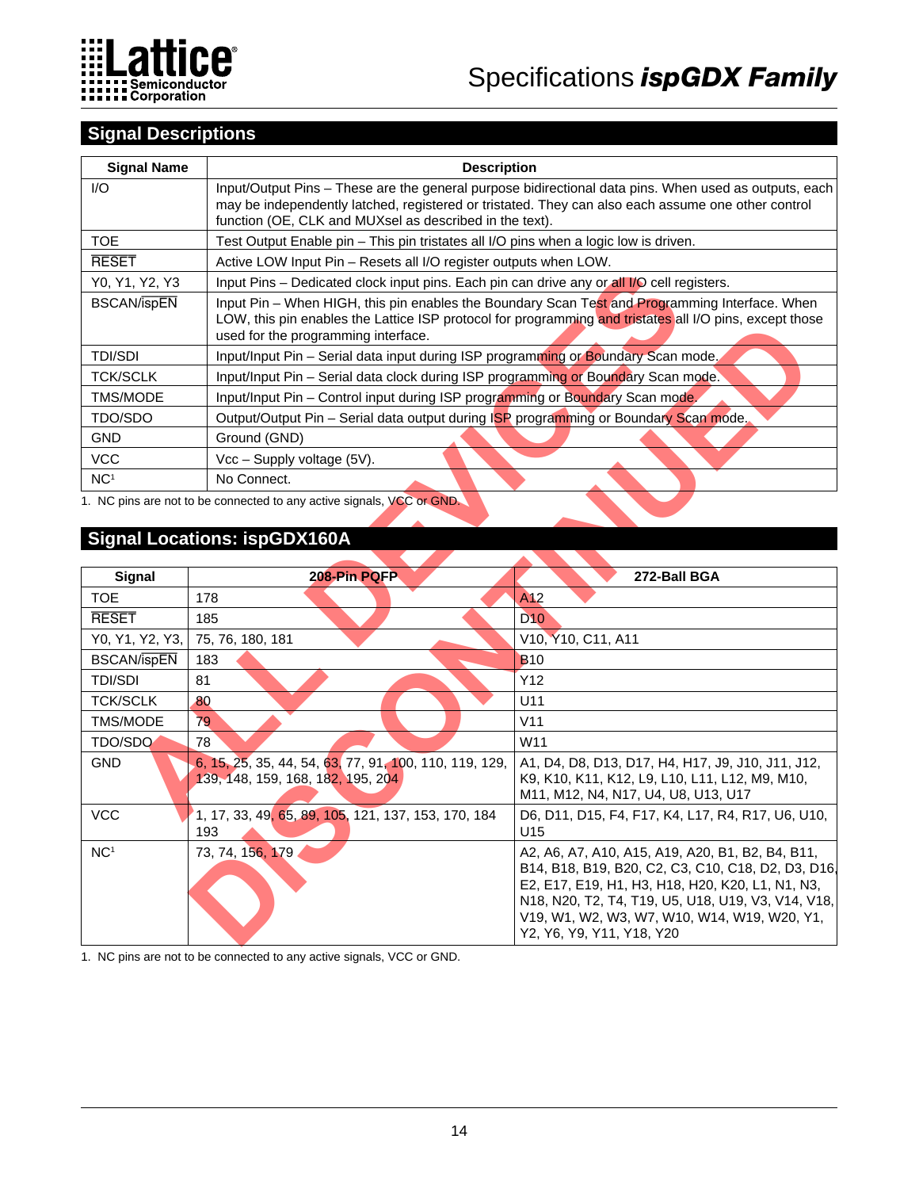## Signal Descriptions

| Signal Name | Description |
|---|---|
| I/O | Input/Output Pins – These are the general purpose bidirectional data pins. When used as outputs, each may be independently latched, registered or tristated. They can also each assume one other control function (OE, CLK and MUXsel as described in the text). |
| TOE | Test Output Enable pin – This pin tristates all I/O pins when a logic low is driven. |
| $\overline{\text{RESET}}$ | Active LOW Input Pin – Resets all I/O register outputs when LOW. |
| Y0, Y1, Y2, Y3 | Input Pins – Dedicated clock input pins. Each pin can drive any or all I/O cell registers. |
| BSCAN/$\overline{\text{ispEN}}$ | Input Pin – When HIGH, this pin enables the Boundary Scan Test and Programming Interface. When LOW, this pin enables the Lattice ISP protocol for programming and tristates all I/O pins, except those used for the programming interface. |
| TDI/SDI | Input/Input Pin – Serial data input during ISP programming or Boundary Scan mode. |
| TCK/SCLK | Input/Input Pin – Serial data clock during ISP programming or Boundary Scan mode. |
| TMS/MODE | Input/Input Pin – Control input during ISP programming or Boundary Scan mode. |
| TDO/SDO | Output/Output Pin – Serial data output during ISP programming or Boundary Scan mode. |
| GND | Ground (GND) |
| VCC | Vcc – Supply voltage (5V). |
| NC[1] | No Connect. |

1. NC pins are not to be connected to any active signals, VCC or GND.

## Signal Locations: ispGDX160A

| Signal | 208-Pin PQFP | 272-Ball BGA |
|---|---|---|
| TOE | 178 | A12 |
| $\overline{\text{RESET}}$ | 185 | D10 |
| Y0, Y1, Y2, Y3, | 75, 76, 180, 181 | V10, Y10, C11, A11 |
| BSCAN/$\overline{\text{ispEN}}$ | 183 | B10 |
| TDI/SDI | 81 | Y12 |
| TCK/SCLK | 80 | U11 |
| TMS/MODE | 79 | V11 |
| TDO/SDO | 78 | W11 |
| GND | 6, 15, 25, 35, 44, 54, 63, 77, 91, 100, 110, 119, 129, 139, 148, 159, 168, 182, 195, 204 | A1, D4, D8, D13, D17, H4, H17, J9, J10, J11, J12, K9, K10, K11, K12, L9, L10, L11, L12, M9, M10, M11, M12, N4, N17, U4, U8, U13, U17 |
| VCC | 1, 17, 33, 49, 65, 89, 105, 121, 137, 153, 170, 184 193 | D6, D11, D15, F4, F17, K4, L17, R4, R17, U6, U10, U15 |
| NC[1] | 73, 74, 156, 179 | A2, A6, A7, A10, A15, A19, A20, B1, B2, B4, B11, B14, B18, B19, B20, C2, C3, C10, C18, D2, D3, D16, E2, E17, E19, H1, H3, H18, H20, K20, L1, N1, N3, N18, N20, T2, T4, T19, U5, U18, U19, V3, V14, V18, V19, W1, W2, W3, W7, W10, W14, W19, W20, Y1, Y2, Y6, Y9, Y11, Y18, Y20 |

1. NC pins are not to be connected to any active signals, VCC or GND.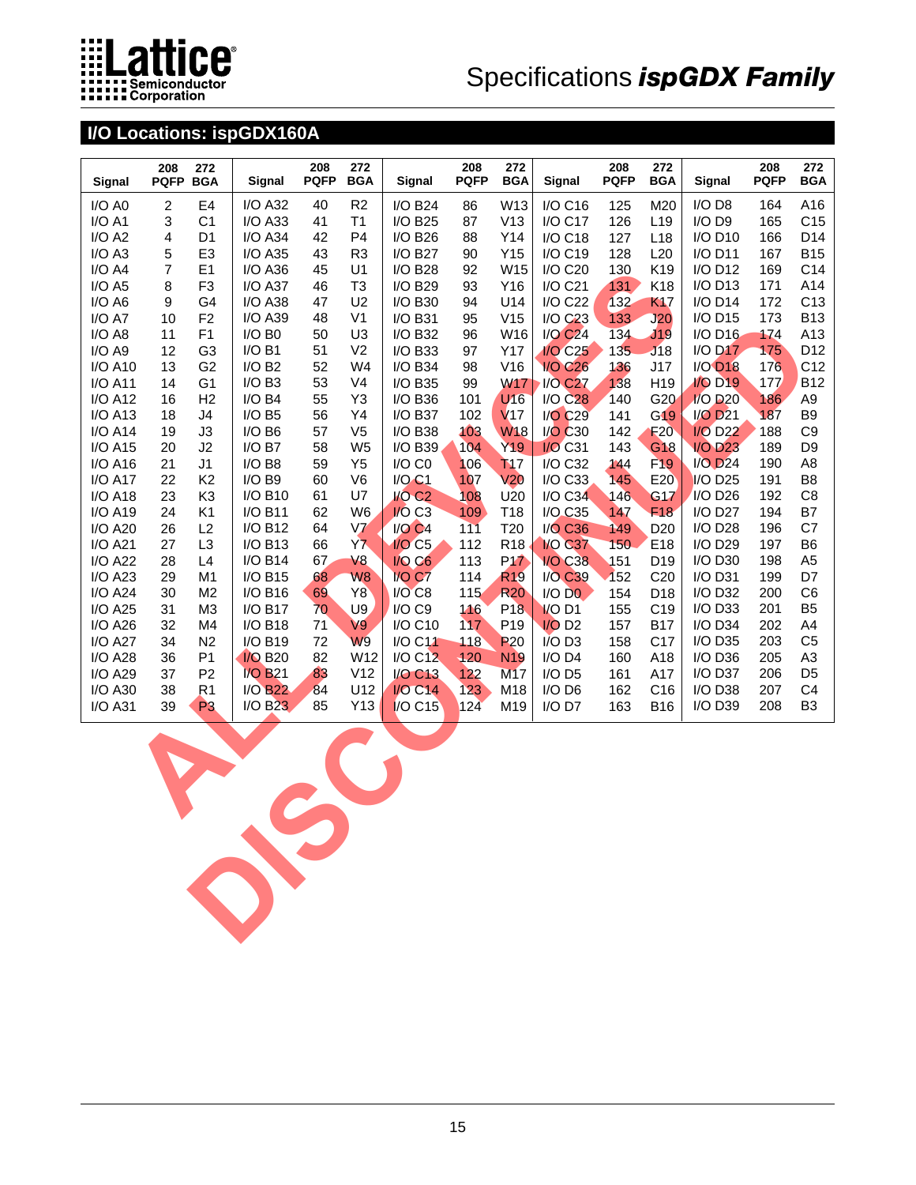## I/O Locations: ispGDX160A

| Signal | 208 PQFP | 272 BGA | Signal | 208 PQFP | 272 BGA | Signal | 208 PQFP | 272 BGA | Signal | 208 PQFP | 272 BGA | Signal | 208 PQFP | 272 BGA |
|---|---|---|---|---|---|---|---|---|---|---|---|---|---|---|
| I/O A0 | 2 | E4 | I/O A32 | 40 | R2 | I/O B24 | 86 | W13 | I/O C16 | 125 | M20 | I/O D8 | 164 | A16 |
| I/O A1 | 3 | C1 | I/O A33 | 41 | T1 | I/O B25 | 87 | V13 | I/O C17 | 126 | L19 | I/O D9 | 165 | C15 |
| I/O A2 | 4 | D1 | I/O A34 | 42 | P4 | I/O B26 | 88 | Y14 | I/O C18 | 127 | L18 | I/O D10 | 166 | D14 |
| I/O A3 | 5 | E3 | I/O A35 | 43 | R3 | I/O B27 | 90 | Y15 | I/O C19 | 128 | L20 | I/O D11 | 167 | B15 |
| I/O A4 | 7 | E1 | I/O A36 | 45 | U1 | I/O B28 | 92 | W15 | I/O C20 | 130 | K19 | I/O D12 | 169 | C14 |
| I/O A5 | 8 | F3 | I/O A37 | 46 | T3 | I/O B29 | 93 | Y16 | I/O C21 | 131 | K18 | I/O D13 | 171 | A14 |
| I/O A6 | 9 | G4 | I/O A38 | 47 | U2 | I/O B30 | 94 | U14 | I/O C22 | 132 | K17 | I/O D14 | 172 | C13 |
| I/O A7 | 10 | F2 | I/O A39 | 48 | V1 | I/O B31 | 95 | V15 | I/O C23 | 133 | J20 | I/O D15 | 173 | B13 |
| I/O A8 | 11 | F1 | I/O B0 | 50 | U3 | I/O B32 | 96 | W16 | I/O C24 | 134 | J19 | I/O D16 | 174 | A13 |
| I/O A9 | 12 | G3 | I/O B1 | 51 | V2 | I/O B33 | 97 | Y17 | I/O C25 | 135 | J18 | I/O D17 | 175 | D12 |
| I/O A10 | 13 | G2 | I/O B2 | 52 | W4 | I/O B34 | 98 | V16 | I/O C26 | 136 | J17 | I/O D18 | 176 | C12 |
| I/O A11 | 14 | G1 | I/O B3 | 53 | V4 | I/O B35 | 99 | W17 | I/O C27 | 138 | H19 | I/O D19 | 177 | B12 |
| I/O A12 | 16 | H2 | I/O B4 | 55 | Y3 | I/O B36 | 101 | U16 | I/O C28 | 140 | G20 | I/O D20 | 186 | A9 |
| I/O A13 | 18 | J4 | I/O B5 | 56 | Y4 | I/O B37 | 102 | V17 | I/O C29 | 141 | G19 | I/O D21 | 187 | B9 |
| I/O A14 | 19 | J3 | I/O B6 | 57 | V5 | I/O B38 | 103 | W18 | I/O C30 | 142 | F20 | I/O D22 | 188 | C9 |
| I/O A15 | 20 | J2 | I/O B7 | 58 | W5 | I/O B39 | 104 | Y19 | I/O C31 | 143 | G18 | I/O D23 | 189 | D9 |
| I/O A16 | 21 | J1 | I/O B8 | 59 | Y5 | I/O C0 | 106 | T17 | I/O C32 | 144 | F19 | I/O D24 | 190 | A8 |
| I/O A17 | 22 | K2 | I/O B9 | 60 | V6 | I/O C1 | 107 | V20 | I/O C33 | 145 | E20 | I/O D25 | 191 | B8 |
| I/O A18 | 23 | K3 | I/O B10 | 61 | U7 | I/O C2 | 108 | U20 | I/O C34 | 146 | G17 | I/O D26 | 192 | C8 |
| I/O A19 | 24 | K1 | I/O B11 | 62 | W6 | I/O C3 | 109 | T18 | I/O C35 | 147 | F18 | I/O D27 | 194 | B7 |
| I/O A20 | 26 | L2 | I/O B12 | 64 | V7 | I/O C4 | 111 | T20 | I/O C36 | 149 | D20 | I/O D28 | 196 | C7 |
| I/O A21 | 27 | L3 | I/O B13 | 66 | Y7 | I/O C5 | 112 | R18 | I/O C37 | 150 | E18 | I/O D29 | 197 | B6 |
| I/O A22 | 28 | L4 | I/O B14 | 67 | V8 | I/O C6 | 113 | P17 | I/O C38 | 151 | D19 | I/O D30 | 198 | A5 |
| I/O A23 | 29 | M1 | I/O B15 | 68 | W8 | I/O C7 | 114 | R19 | I/O C39 | 152 | C20 | I/O D31 | 199 | D7 |
| I/O A24 | 30 | M2 | I/O B16 | 69 | Y8 | I/O C8 | 115 | R20 | I/O D0 | 154 | D18 | I/O D32 | 200 | C6 |
| I/O A25 | 31 | M3 | I/O B17 | 70 | U9 | I/O C9 | 116 | P18 | I/O D1 | 155 | C19 | I/O D33 | 201 | B5 |
| I/O A26 | 32 | M4 | I/O B18 | 71 | V9 | I/O C10 | 117 | P19 | I/O D2 | 157 | B17 | I/O D34 | 202 | A4 |
| I/O A27 | 34 | N2 | I/O B19 | 72 | W9 | I/O C11 | 118 | P20 | I/O D3 | 158 | C17 | I/O D35 | 203 | C5 |
| I/O A28 | 36 | P1 | I/O B20 | 82 | W12 | I/O C12 | 120 | N19 | I/O D4 | 160 | A18 | I/O D36 | 205 | A3 |
| I/O A29 | 37 | P2 | I/O B21 | 83 | V12 | I/O C13 | 122 | M17 | I/O D5 | 161 | A17 | I/O D37 | 206 | D5 |
| I/O A30 | 38 | R1 | I/O B22 | 84 | U12 | I/O C14 | 123 | M18 | I/O D6 | 162 | C16 | I/O D38 | 207 | C4 |
| I/O A31 | 39 | P3 | I/O B23 | 85 | Y13 | I/O C15 | 124 | M19 | I/O D7 | 163 | B16 | I/O D39 | 208 | B3 |

ALL DEVICES DISCONTINUED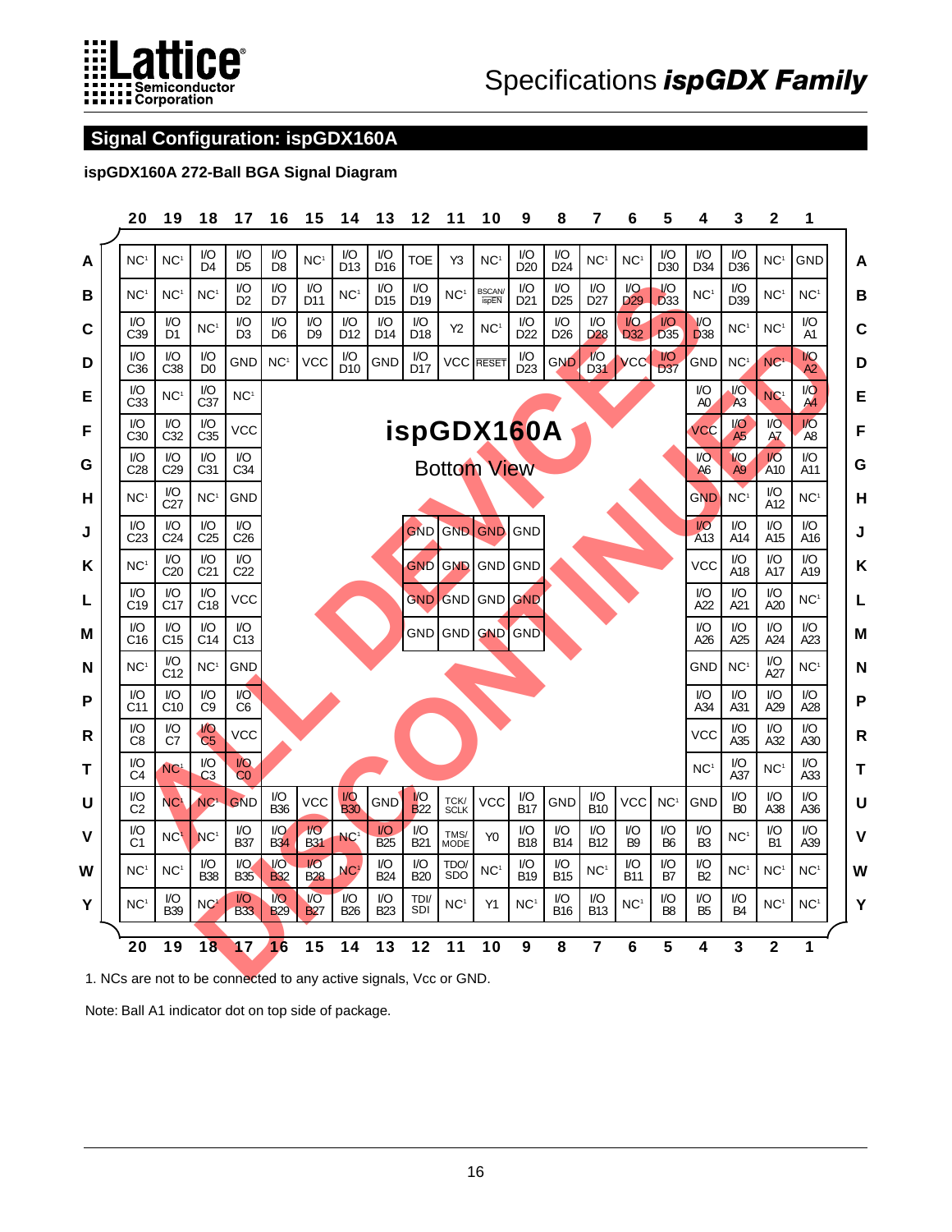## Signal Configuration: ispGDX160A

### ispGDX160A 272-Ball BGA Signal Diagram

ALL DEVICES DISCONTINUED

**ispGDX160A — Bottom View**

| | 20 | 19 | 18 | 17 | 16 | 15 | 14 | 13 | 12 | 11 | 10 | 9 | 8 | 7 | 6 | 5 | 4 | 3 | 2 | 1 | |
|---|---|---|---|---|---|---|---|---|---|---|---|---|---|---|---|---|---|---|---|---|---|
| **A** | NC[1] | NC[1] | I/O D4 | I/O D5 | I/O D8 | NC[1] | I/O D13 | I/O D16 | TOE | Y3 | NC[1] | I/O D20 | I/O D24 | NC[1] | NC[1] | I/O D30 | I/O D34 | I/O D36 | NC[1] | GND | **A** |
| **B** | NC[1] | NC[1] | NC[1] | I/O D2 | I/O D7 | I/O D11 | NC[1] | I/O D15 | I/O D19 | NC[1] | BSCAN/ispEN | I/O D21 | I/O D25 | I/O D27 | I/O D29 | I/O D33 | NC[1] | I/O D39 | NC[1] | NC[1] | **B** |
| **C** | I/O C39 | I/O D1 | NC[1] | I/O D3 | I/O D6 | I/O D9 | I/O D12 | I/O D14 | I/O D18 | Y2 | NC[1] | I/O D22 | I/O D26 | I/O D28 | I/O D32 | I/O D35 | I/O D38 | NC[1] | NC[1] | I/O A1 | **C** |
| **D** | I/O C36 | I/O C38 | I/O D0 | GND | NC[1] | VCC | I/O D10 | GND | I/O D17 | VCC | RESET | I/O D23 | GND | I/O D31 | VCC | I/O D37 | GND | NC[1] | NC[1] | I/O A2 | **D** |
| **E** | I/O C33 | NC[1] | I/O C37 | NC[1] | | | | | | | | | | | | | I/O A0 | I/O A3 | NC[1] | I/O A4 | **E** |
| **F** | I/O C30 | I/O C32 | I/O C35 | VCC | | | | | | | | | | | | | VCC | I/O A5 | I/O A7 | I/O A8 | **F** |
| **G** | I/O C28 | I/O C29 | I/O C31 | I/O C34 | | | | | | | | | | | | | I/O A6 | I/O A9 | I/O A10 | I/O A11 | **G** |
| **H** | NC[1] | I/O C27 | NC[1] | GND | | | | | | | | | | | | | GND | NC[1] | I/O A12 | NC[1] | **H** |
| **J** | I/O C23 | I/O C24 | I/O C25 | I/O C26 | | | | | GND | GND | GND | GND | | | | | I/O A13 | I/O A14 | I/O A15 | I/O A16 | **J** |
| **K** | NC[1] | I/O C20 | I/O C21 | I/O C22 | | | | | GND | GND | GND | GND | | | | | VCC | I/O A18 | I/O A17 | I/O A19 | **K** |
| **L** | I/O C19 | I/O C17 | I/O C18 | VCC | | | | | GND | GND | GND | GND | | | | | I/O A22 | I/O A21 | I/O A20 | NC[1] | **L** |
| **M** | I/O C16 | I/O C15 | I/O C14 | I/O C13 | | | | | GND | GND | GND | GND | | | | | I/O A26 | I/O A25 | I/O A24 | I/O A23 | **M** |
| **N** | NC[1] | I/O C12 | NC[1] | GND | | | | | | | | | | | | | GND | NC[1] | I/O A27 | NC[1] | **N** |
| **P** | I/O C11 | I/O C10 | I/O C9 | I/O C6 | | | | | | | | | | | | | I/O A34 | I/O A31 | I/O A29 | I/O A28 | **P** |
| **R** | I/O C8 | I/O C7 | I/O C5 | VCC | | | | | | | | | | | | | VCC | I/O A35 | I/O A32 | I/O A30 | **R** |
| **T** | I/O C4 | NC[1] | I/O C3 | I/O C0 | | | | | | | | | | | | | NC[1] | I/O A37 | NC[1] | I/O A33 | **T** |
| **U** | I/O C2 | NC[1] | NC[1] | GND | I/O B36 | VCC | I/O B30 | GND | I/O B22 | TCK/SCLK | VCC | I/O B17 | GND | I/O B10 | VCC | NC[1] | GND | I/O B0 | I/O A38 | I/O A36 | **U** |
| **V** | I/O C1 | NC[1] | NC[1] | I/O B37 | I/O B34 | I/O B31 | NC[1] | I/O B25 | I/O B21 | TMS/MODE | Y0 | I/O B18 | I/O B14 | I/O B12 | I/O B9 | I/O B6 | I/O B3 | NC[1] | I/O B1 | I/O A39 | **V** |
| **W** | NC[1] | NC[1] | I/O B38 | I/O B35 | I/O B32 | I/O B28 | NC[1] | I/O B24 | I/O B20 | TDO/SDO | NC[1] | I/O B19 | I/O B15 | NC[1] | I/O B11 | I/O B7 | I/O B2 | NC[1] | NC[1] | NC[1] | **W** |
| **Y** | NC[1] | I/O B39 | NC[1] | I/O B33 | I/O B29 | I/O B27 | I/O B26 | I/O B23 | TDI/SDI | NC[1] | Y1 | NC[1] | I/O B16 | I/O B13 | NC[1] | I/O B8 | I/O B5 | I/O B4 | NC[1] | NC[1] | **Y** |
| | 20 | 19 | 18 | 17 | 16 | 15 | 14 | 13 | 12 | 11 | 10 | 9 | 8 | 7 | 6 | 5 | 4 | 3 | 2 | 1 | |

1. NCs are not to be connected to any active signals, Vcc or GND.

Note: Ball A1 indicator dot on top side of package.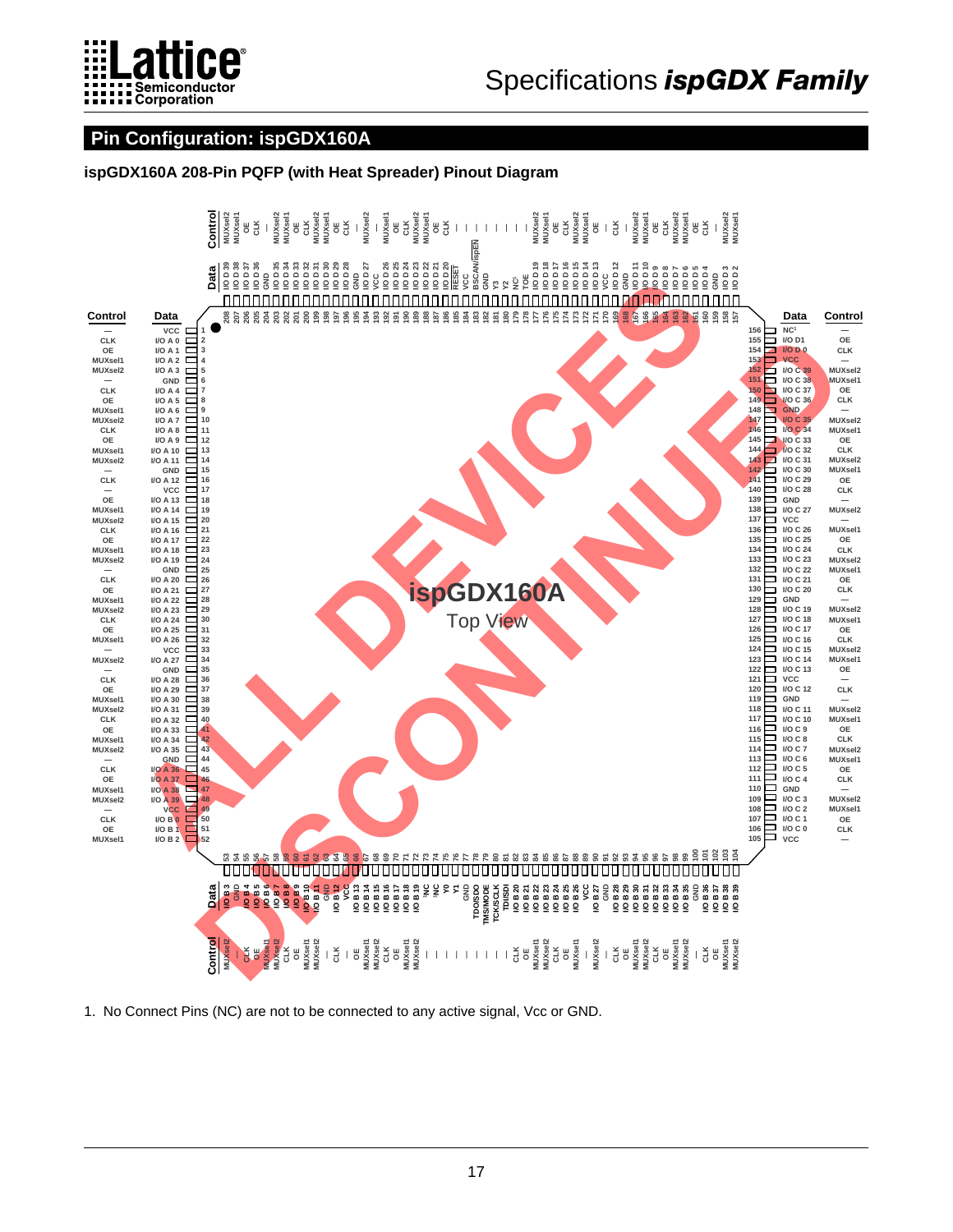## Pin Configuration: ispGDX160A

### ispGDX160A 208-Pin PQFP (with Heat Spreader) Pinout Diagram

ALL DEVICES DISCONTINUED

ispGDX160A
Top View

| Control | Data | Pin | Pin | Data | Control |
|---|---|---|---|---|---|
| — | VCC | 1 | 156 | NC[1] | — |
| CLK | I/O A 0 | 2 | 155 | I/O D1 | OE |
| OE | I/O A 1 | 3 | 154 | I/O D 0 | CLK |
| MUXsel1 | I/O A 2 | 4 | 153 | VCC | — |
| MUXsel2 | I/O A 3 | 5 | 152 | I/O C 39 | MUXsel2 |
| — | GND | 6 | 151 | I/O C 38 | MUXsel1 |
| CLK | I/O A 4 | 7 | 150 | I/O C 37 | OE |
| OE | I/O A 5 | 8 | 149 | I/O C 36 | CLK |
| MUXsel1 | I/O A 6 | 9 | 148 | GND | — |
| MUXsel2 | I/O A 7 | 10 | 147 | I/O C 35 | MUXsel2 |
| CLK | I/O A 8 | 11 | 146 | I/O C 34 | MUXsel1 |
| OE | I/O A 9 | 12 | 145 | I/O C 33 | OE |
| MUXsel1 | I/O A 10 | 13 | 144 | I/O C 32 | CLK |
| MUXsel2 | I/O A 11 | 14 | 143 | I/O C 31 | MUXsel2 |
| — | GND | 15 | 142 | I/O C 30 | MUXsel1 |
| CLK | I/O A 12 | 16 | 141 | I/O C 29 | OE |
| — | VCC | 17 | 140 | I/O C 28 | CLK |
| OE | I/O A 13 | 18 | 139 | GND | — |
| MUXsel1 | I/O A 14 | 19 | 138 | I/O C 27 | MUXsel2 |
| MUXsel2 | I/O A 15 | 20 | 137 | VCC | — |
| CLK | I/O A 16 | 21 | 136 | I/O C 26 | MUXsel1 |
| OE | I/O A 17 | 22 | 135 | I/O C 25 | OE |
| MUXsel1 | I/O A 18 | 23 | 134 | I/O C 24 | CLK |
| MUXsel2 | I/O A 19 | 24 | 133 | I/O C 23 | MUXsel2 |
| — | GND | 25 | 132 | I/O C 22 | MUXsel1 |
| CLK | I/O A 20 | 26 | 131 | I/O C 21 | OE |
| OE | I/O A 21 | 27 | 130 | I/O C 20 | CLK |
| MUXsel1 | I/O A 22 | 28 | 129 | GND | — |
| MUXsel2 | I/O A 23 | 29 | 128 | I/O C 19 | MUXsel2 |
| CLK | I/O A 24 | 30 | 127 | I/O C 18 | MUXsel1 |
| OE | I/O A 25 | 31 | 126 | I/O C 17 | OE |
| MUXsel1 | I/O A 26 | 32 | 125 | I/O C 16 | CLK |
| — | VCC | 33 | 124 | I/O C 15 | MUXsel2 |
| MUXsel2 | I/O A 27 | 34 | 123 | I/O C 14 | MUXsel1 |
| — | GND | 35 | 122 | I/O C 13 | OE |
| CLK | I/O A 28 | 36 | 121 | VCC | — |
| OE | I/O A 29 | 37 | 120 | I/O C 12 | CLK |
| MUXsel1 | I/O A 30 | 38 | 119 | GND | — |
| MUXsel2 | I/O A 31 | 39 | 118 | I/O C 11 | MUXsel2 |
| CLK | I/O A 32 | 40 | 117 | I/O C 10 | MUXsel1 |
| OE | I/O A 33 | 41 | 116 | I/O C 9 | OE |
| MUXsel1 | I/O A 34 | 42 | 115 | I/O C 8 | CLK |
| MUXsel2 | I/O A 35 | 43 | 114 | I/O C 7 | MUXsel2 |
| — | GND | 44 | 113 | I/O C 6 | MUXsel1 |
| CLK | I/O A 36 | 45 | 112 | I/O C 5 | OE |
| OE | I/O A 37 | 46 | 111 | I/O C 4 | CLK |
| MUXsel1 | I/O A 38 | 47 | 110 | GND | — |
| MUXsel2 | I/O A 39 | 48 | 109 | I/O C 3 | MUXsel2 |
| — | VCC | 49 | 108 | I/O C 2 | MUXsel1 |
| CLK | I/O B 0 | 50 | 107 | I/O C 1 | OE |
| OE | I/O B 1 | 51 | 106 | I/O C 0 | CLK |
| MUXsel1 | I/O B 2 | 52 | 105 | VCC | — |

**Top side (pins 208–157):**

| Pin | Data | Control |
|---|---|---|
| 208 | I/O D 39 | MUXsel2 |
| 207 | I/O D 38 | MUXsel1 |
| 206 | I/O D 37 | OE |
| 205 | I/O D 36 | CLK |
| 204 | GND | — |
| 203 | I/O D 35 | MUXsel2 |
| 202 | I/O D 34 | MUXsel1 |
| 201 | I/O D 33 | OE |
| 200 | I/O D 32 | CLK |
| 199 | I/O D 31 | MUXsel2 |
| 198 | I/O D 30 | MUXsel1 |
| 197 | I/O D 29 | OE |
| 196 | I/O D 28 | CLK |
| 195 | GND | — |
| 194 | I/O D 27 | MUXsel2 |
| 193 | VCC | — |
| 192 | I/O D 26 | MUXsel1 |
| 191 | I/O D 25 | OE |
| 190 | I/O D 24 | CLK |
| 189 | I/O D 23 | MUXsel2 |
| 188 | I/O D 22 | MUXsel1 |
| 187 | I/O D 21 | OE |
| 186 | I/O D 20 | CLK |
| 185 | RESET | — |
| 184 | VCC | — |
| 183 | BSCAN/ispEN | — |
| 182 | GND | — |
| 181 | Y3 | — |
| 180 | Y2 | — |
| 179 | NC[1] | — |
| 178 | TOE | — |
| 177 | I/O D 19 | MUXsel2 |
| 176 | I/O D 18 | MUXsel1 |
| 175 | I/O D 17 | OE |
| 174 | I/O D 16 | CLK |
| 173 | I/O D 15 | MUXsel2 |
| 172 | I/O D 14 | MUXsel1 |
| 171 | I/O D 13 | OE |
| 170 | VCC | — |
| 169 | I/O D 12 | CLK |
| 168 | GND | — |
| 167 | I/O D 11 | MUXsel2 |
| 166 | I/O D 10 | MUXsel1 |
| 165 | I/O D 9 | OE |
| 164 | I/O D 8 | CLK |
| 163 | I/O D 7 | MUXsel2 |
| 162 | I/O D 6 | MUXsel1 |
| 161 | I/O D 5 | OE |
| 160 | I/O D 4 | CLK |
| 159 | GND | — |
| 158 | I/O D 3 | MUXsel2 |
| 157 | I/O D 2 | MUXsel1 |

**Bottom side (pins 53–104):**

| Pin | Data | Control |
|---|---|---|
| 53 | I/O B 3 | MUXsel2 |
| 54 | GND | — |
| 55 | I/O B 4 | CLK |
| 56 | I/O B 5 | OE |
| 57 | I/O B 6 | MUXsel1 |
| 58 | I/O B 7 | MUXsel2 |
| 59 | I/O B 8 | CLK |
| 60 | I/O B 9 | OE |
| 61 | I/O B 10 | MUXsel1 |
| 62 | I/O B 11 | MUXsel2 |
| 63 | GND | — |
| 64 | I/O B 12 | CLK |
| 65 | VCC | — |
| 66 | I/O B 13 | OE |
| 67 | I/O B 14 | MUXsel1 |
| 68 | I/O B 15 | MUXsel2 |
| 69 | I/O B 16 | CLK |
| 70 | I/O B 17 | OE |
| 71 | I/O B 18 | MUXsel1 |
| 72 | I/O B 19 | MUXsel2 |
| 73 | NC[1] | — |
| 74 | NC[1] | — |
| 75 | Y0 | — |
| 76 | Y1 | — |
| 77 | GND | — |
| 78 | TDO/SDO | — |
| 79 | TMS/MODE | — |
| 80 | TCK/SCLK | — |
| 81 | TDI/SDI | — |
| 82 | I/O B 20 | CLK |
| 83 | I/O B 21 | OE |
| 84 | I/O B 22 | MUXsel1 |
| 85 | I/O B 23 | MUXsel2 |
| 86 | I/O B 24 | CLK |
| 87 | I/O B 25 | OE |
| 88 | I/O B 26 | MUXsel1 |
| 89 | VCC | — |
| 90 | I/O B 27 | MUXsel2 |
| 91 | GND | — |
| 92 | I/O B 28 | CLK |
| 93 | I/O B 29 | OE |
| 94 | I/O B 30 | MUXsel1 |
| 95 | I/O B 31 | MUXsel2 |
| 96 | I/O B 32 | CLK |
| 97 | I/O B 33 | OE |
| 98 | I/O B 34 | MUXsel1 |
| 99 | I/O B 35 | MUXsel2 |
| 100 | GND | — |
| 101 | I/O B 36 | CLK |
| 102 | I/O B 37 | OE |
| 103 | I/O B 38 | MUXsel1 |
| 104 | I/O B 39 | MUXsel2 |

1. No Connect Pins (NC) are not to be connected to any active signal, Vcc or GND.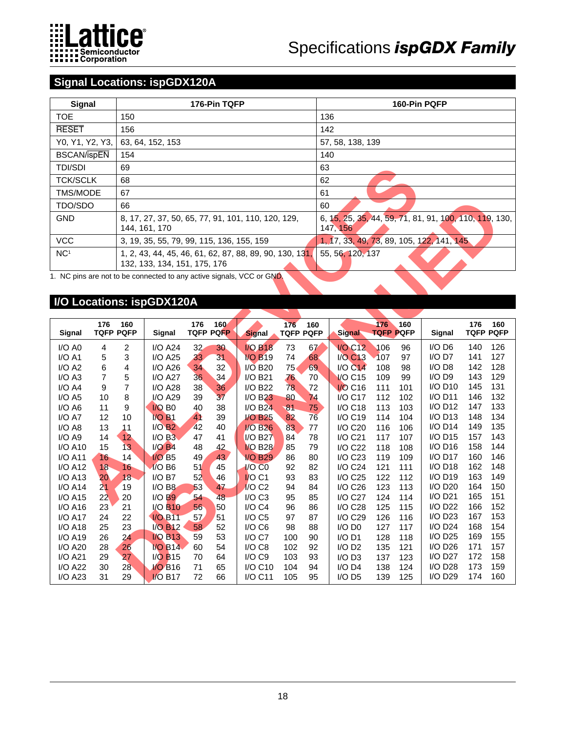## Signal Locations: ispGDX120A

| Signal | 176-Pin TQFP | 160-Pin PQFP |
|---|---|---|
| TOE | 150 | 136 |
| RESET | 156 | 142 |
| Y0, Y1, Y2, Y3, | 63, 64, 152, 153 | 57, 58, 138, 139 |
| BSCAN/ispEN | 154 | 140 |
| TDI/SDI | 69 | 63 |
| TCK/SCLK | 68 | 62 |
| TMS/MODE | 67 | 61 |
| TDO/SDO | 66 | 60 |
| GND | 8, 17, 27, 37, 50, 65, 77, 91, 101, 110, 120, 129, 144, 161, 170 | 6, 15, 25, 35, 44, 59, 71, 81, 91, 100, 110, 119, 130, 147, 156 |
| VCC | 3, 19, 35, 55, 79, 99, 115, 136, 155, 159 | 1, 17, 33, 49, 73, 89, 105, 122, 141, 145 |
| NC[1] | 1, 2, 43, 44, 45, 46, 61, 62, 87, 88, 89, 90, 130, 131, 132, 133, 134, 151, 175, 176 | 55, 56, 120, 137 |

1. NC pins are not to be connected to any active signals, VCC or GND.

## I/O Locations: ispGDX120A

| Signal | 176 TQFP | 160 PQFP | Signal | 176 TQFP | 160 PQFP | Signal | 176 TQFP | 160 PQFP | Signal | 176 TQFP | 160 PQFP | Signal | 176 TQFP | 160 PQFP |
|---|---|---|---|---|---|---|---|---|---|---|---|---|---|---|
| I/O A0 | 4 | 2 | I/O A24 | 32 | 30 | I/O B18 | 73 | 67 | I/O C12 | 106 | 96 | I/O D6 | 140 | 126 |
| I/O A1 | 5 | 3 | I/O A25 | 33 | 31 | I/O B19 | 74 | 68 | I/O C13 | 107 | 97 | I/O D7 | 141 | 127 |
| I/O A2 | 6 | 4 | I/O A26 | 34 | 32 | I/O B20 | 75 | 69 | I/O C14 | 108 | 98 | I/O D8 | 142 | 128 |
| I/O A3 | 7 | 5 | I/O A27 | 36 | 34 | I/O B21 | 76 | 70 | I/O C15 | 109 | 99 | I/O D9 | 143 | 129 |
| I/O A4 | 9 | 7 | I/O A28 | 38 | 36 | I/O B22 | 78 | 72 | I/O C16 | 111 | 101 | I/O D10 | 145 | 131 |
| I/O A5 | 10 | 8 | I/O A29 | 39 | 37 | I/O B23 | 80 | 74 | I/O C17 | 112 | 102 | I/O D11 | 146 | 132 |
| I/O A6 | 11 | 9 | I/O B0 | 40 | 38 | I/O B24 | 81 | 75 | I/O C18 | 113 | 103 | I/O D12 | 147 | 133 |
| I/O A7 | 12 | 10 | I/O B1 | 41 | 39 | I/O B25 | 82 | 76 | I/O C19 | 114 | 104 | I/O D13 | 148 | 134 |
| I/O A8 | 13 | 11 | I/O B2 | 42 | 40 | I/O B26 | 83 | 77 | I/O C20 | 116 | 106 | I/O D14 | 149 | 135 |
| I/O A9 | 14 | 12 | I/O B3 | 47 | 41 | I/O B27 | 84 | 78 | I/O C21 | 117 | 107 | I/O D15 | 157 | 143 |
| I/O A10 | 15 | 13 | I/O B4 | 48 | 42 | I/O B28 | 85 | 79 | I/O C22 | 118 | 108 | I/O D16 | 158 | 144 |
| I/O A11 | 16 | 14 | I/O B5 | 49 | 43 | I/O B29 | 86 | 80 | I/O C23 | 119 | 109 | I/O D17 | 160 | 146 |
| I/O A12 | 18 | 16 | I/O B6 | 51 | 45 | I/O C0 | 92 | 82 | I/O C24 | 121 | 111 | I/O D18 | 162 | 148 |
| I/O A13 | 20 | 18 | I/O B7 | 52 | 46 | I/O C1 | 93 | 83 | I/O C25 | 122 | 112 | I/O D19 | 163 | 149 |
| I/O A14 | 21 | 19 | I/O B8 | 53 | 47 | I/O C2 | 94 | 84 | I/O C26 | 123 | 113 | I/O D20 | 164 | 150 |
| I/O A15 | 22 | 20 | I/O B9 | 54 | 48 | I/O C3 | 95 | 85 | I/O C27 | 124 | 114 | I/O D21 | 165 | 151 |
| I/O A16 | 23 | 21 | I/O B10 | 56 | 50 | I/O C4 | 96 | 86 | I/O C28 | 125 | 115 | I/O D22 | 166 | 152 |
| I/O A17 | 24 | 22 | I/O B11 | 57 | 51 | I/O C5 | 97 | 87 | I/O C29 | 126 | 116 | I/O D23 | 167 | 153 |
| I/O A18 | 25 | 23 | I/O B12 | 58 | 52 | I/O C6 | 98 | 88 | I/O D0 | 127 | 117 | I/O D24 | 168 | 154 |
| I/O A19 | 26 | 24 | I/O B13 | 59 | 53 | I/O C7 | 100 | 90 | I/O D1 | 128 | 118 | I/O D25 | 169 | 155 |
| I/O A20 | 28 | 26 | I/O B14 | 60 | 54 | I/O C8 | 102 | 92 | I/O D2 | 135 | 121 | I/O D26 | 171 | 157 |
| I/O A21 | 29 | 27 | I/O B15 | 70 | 64 | I/O C9 | 103 | 93 | I/O D3 | 137 | 123 | I/O D27 | 172 | 158 |
| I/O A22 | 30 | 28 | I/O B16 | 71 | 65 | I/O C10 | 104 | 94 | I/O D4 | 138 | 124 | I/O D28 | 173 | 159 |
| I/O A23 | 31 | 29 | I/O B17 | 72 | 66 | I/O C11 | 105 | 95 | I/O D5 | 139 | 125 | I/O D29 | 174 | 160 |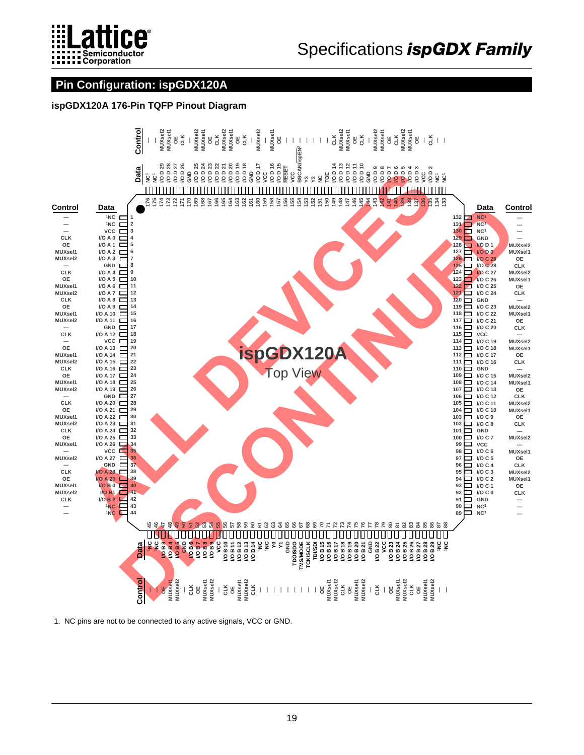## Pin Configuration: ispGDX120A

### ispGDX120A 176-Pin TQFP Pinout Diagram

ALL DEVICES DISCONTINUED

ispGDX120A
Top View

**Left side (pins 1–44)**

| Control | Data | Pin |
|---|---|---|
| — | NC[1] | 1 |
| — | NC[1] | 2 |
| — | VCC | 3 |
| CLK | I/O A 0 | 4 |
| OE | I/O A 1 | 5 |
| MUXsel1 | I/O A 2 | 6 |
| MUXsel2 | I/O A 3 | 7 |
| — | GND | 8 |
| CLK | I/O A 4 | 9 |
| OE | I/O A 5 | 10 |
| MUXsel1 | I/O A 6 | 11 |
| MUXsel2 | I/O A 7 | 12 |
| CLK | I/O A 8 | 13 |
| OE | I/O A 9 | 14 |
| MUXsel1 | I/O A 10 | 15 |
| MUXsel2 | I/O A 11 | 16 |
| — | GND | 17 |
| CLK | I/O A 12 | 18 |
| — | VCC | 19 |
| OE | I/O A 13 | 20 |
| MUXsel1 | I/O A 14 | 21 |
| MUXsel2 | I/O A 15 | 22 |
| CLK | I/O A 16 | 23 |
| OE | I/O A 17 | 24 |
| MUXsel1 | I/O A 18 | 25 |
| MUXsel2 | I/O A 19 | 26 |
| — | GND | 27 |
| CLK | I/O A 20 | 28 |
| OE | I/O A 21 | 29 |
| MUXsel1 | I/O A 22 | 30 |
| MUXsel2 | I/O A 23 | 31 |
| CLK | I/O A 24 | 32 |
| OE | I/O A 25 | 33 |
| MUXsel1 | I/O A 26 | 34 |
| — | VCC | 35 |
| MUXsel2 | I/O A 27 | 36 |
| — | GND | 37 |
| CLK | I/O A 28 | 38 |
| OE | I/O A 29 | 39 |
| MUXsel1 | I/O B 0 | 40 |
| MUXsel2 | I/O B1 | 41 |
| CLK | I/O B 2 | 42 |
| — | NC[1] | 43 |
| — | NC[1] | 44 |

**Bottom side (pins 45–88)**

| Pin | Data | Control |
|---|---|---|
| 45 | NC[1] | — |
| 46 | NC[1] | — |
| 47 | I/O B 3 | OE |
| 48 | I/O B 4 | MUXsel1 |
| 49 | I/O B 5 | MUXsel2 |
| 50 | GND | — |
| 51 | I/O B 6 | CLK |
| 52 | I/O B 7 | OE |
| 53 | I/O B 8 | MUXsel1 |
| 54 | I/O B 9 | MUXsel2 |
| 55 | VCC | — |
| 56 | I/O B 10 | CLK |
| 57 | I/O B 11 | OE |
| 58 | I/O B 12 | MUXsel1 |
| 59 | I/O B 13 | MUXsel2 |
| 60 | I/O B 14 | CLK |
| 61 | NC[1] | — |
| 62 | Y0 | — |
| 63 | Y1 | — |
| 64 | GND | — |
| 65 | TDO/SDO | — |
| 66 | TMS/MODE | — |
| 67 | TCK/SCLK | — |
| 68 | TDI/SDI | — |
| 69 | I/O B 15 | OE |
| 70 | I/O B 16 | MUXsel1 |
| 71 | I/O B 17 | MUXsel2 |
| 72 | I/O B 18 | CLK |
| 73 | I/O B 19 | OE |
| 74 | I/O B 20 | MUXsel1 |
| 75 | I/O B 21 | MUXsel2 |
| 76 | GND | — |
| 77 | I/O B 22 | CLK |
| 78 | VCC | — |
| 79 | I/O B 23 | OE |
| 80 | I/O B 24 | MUXsel1 |
| 81 | I/O B 25 | MUXsel2 |
| 82 | I/O B 26 | CLK |
| 83 | I/O B 27 | OE |
| 84 | I/O B 28 | MUXsel1 |
| 85 | I/O B 29 | MUXsel2 |
| 86 | NC[1] | — |
| 87 | NC[1] | — |

**Right side (pins 89–132)**

| Pin | Data | Control |
|---|---|---|
| 132 | NC[1] | — |
| 131 | NC[1] | — |
| 130 | NC[1] | — |
| 129 | GND | — |
| 128 | I/O D 1 | MUXsel2 |
| 127 | I/O D 0 | MUXsel1 |
| 126 | I/O C 29 | OE |
| 125 | I/O C 28 | CLK |
| 124 | I/O C 27 | MUXsel2 |
| 123 | I/O C 26 | MUXsel1 |
| 122 | I/O C 25 | OE |
| 121 | I/O C 24 | CLK |
| 120 | GND | — |
| 119 | I/O C 23 | MUXsel2 |
| 118 | I/O C 22 | MUXsel1 |
| 117 | I/O C 21 | OE |
| 116 | I/O C 20 | CLK |
| 115 | VCC | — |
| 114 | I/O C 19 | MUXsel2 |
| 113 | I/O C 18 | MUXsel1 |
| 112 | I/O C 17 | OE |
| 111 | I/O C 16 | CLK |
| 110 | GND | — |
| 109 | I/O C 15 | MUXsel2 |
| 108 | I/O C 14 | MUXsel1 |
| 107 | I/O C 13 | OE |
| 106 | I/O C 12 | CLK |
| 105 | I/O C 11 | MUXsel2 |
| 104 | I/O C 10 | MUXsel1 |
| 103 | I/O C 9 | OE |
| 102 | I/O C 8 | CLK |
| 101 | GND | — |
| 100 | I/O C 7 | MUXsel2 |
| 99 | VCC | — |
| 98 | I/O C 6 | MUXsel1 |
| 97 | I/O C 5 | OE |
| 96 | I/O C 4 | CLK |
| 95 | I/O C 3 | MUXsel2 |
| 94 | I/O C 2 | MUXsel1 |
| 93 | I/O C 1 | OE |
| 92 | I/O C 0 | CLK |
| 91 | GND | — |
| 90 | NC[1] | — |
| 89 | NC[1] | — |

**Top side (pins 133–176)**

| Pin | Data | Control |
|---|---|---|
| 176 | NC[1] | — |
| 175 | NC[1] | — |
| 174 | I/O D 29 | MUXsel2 |
| 173 | I/O D 28 | MUXsel1 |
| 172 | I/O D 27 | OE |
| 171 | I/O D 26 | CLK |
| 170 | GND | — |
| 169 | I/O D 25 | MUXsel2 |
| 168 | I/O D 24 | MUXsel1 |
| 167 | I/O D 23 | OE |
| 166 | I/O D 22 | CLK |
| 165 | I/O D 21 | MUXsel2 |
| 164 | I/O D 20 | MUXsel1 |
| 163 | I/O D 19 | OE |
| 162 | I/O D 18 | CLK |
| 161 | GND | — |
| 160 | I/O D 17 | MUXsel2 |
| 159 | VCC | — |
| 158 | I/O D 16 | MUXsel1 |
| 157 | I/O D 15 | OE |
| 156 | RESET | — |
| 155 | VCC | — |
| 154 | BSCAN/ispEN[2] | — |
| 153 | Y3 | — |
| 152 | Y2 | — |
| 151 | NC | — |
| 150 | TOE | — |
| 149 | I/O D 14 | CLK |
| 148 | I/O D 13 | MUXsel2 |
| 147 | I/O D 12 | MUXsel1 |
| 146 | I/O D 11 | OE |
| 145 | I/O D 10 | CLK |
| 144 | GND | — |
| 143 | I/O D 9 | MUXsel2 |
| 142 | I/O D 8 | MUXsel1 |
| 141 | I/O D 7 | OE |
| 140 | I/O D 6 | CLK |
| 139 | I/O D 5 | MUXsel2 |
| 138 | I/O D 4 | MUXsel1 |
| 137 | I/O D 3 | OE |
| 136 | VCC | — |
| 135 | I/O D 2 | CLK |
| 134 | NC[1] | — |
| 133 | NC[1] | — |

1. NC pins are not to be connected to any active signals, VCC or GND.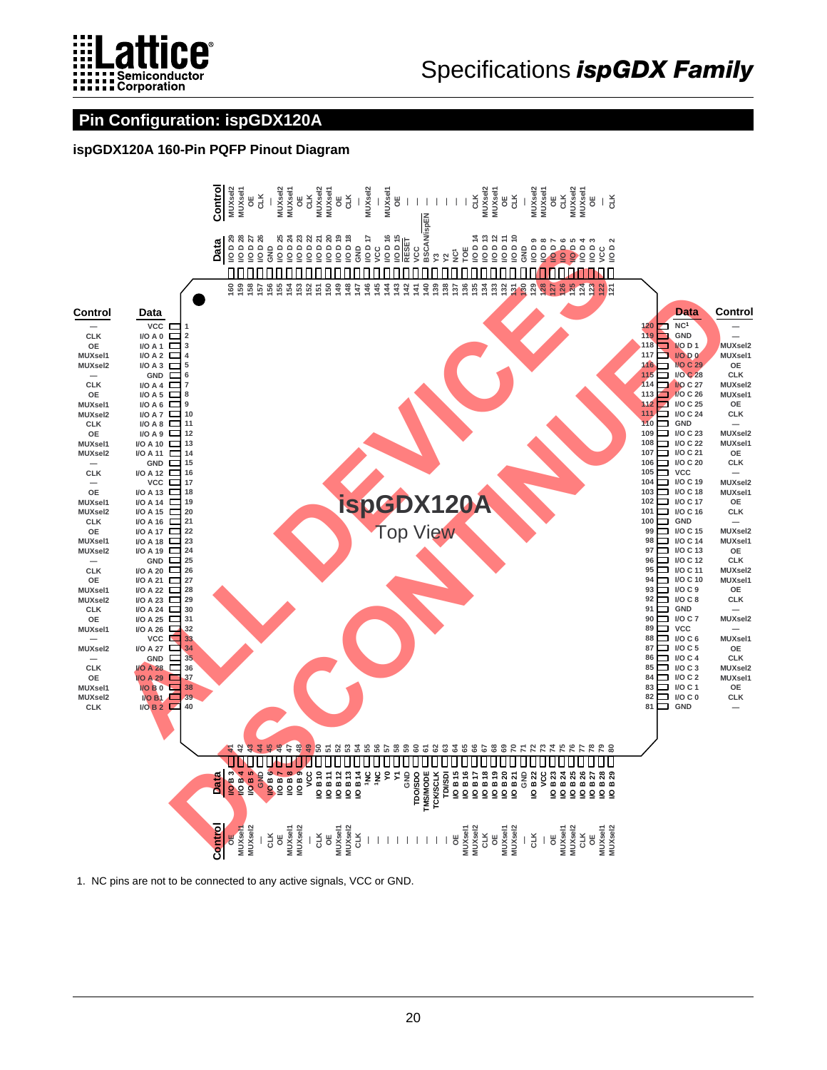## Pin Configuration: ispGDX120A

### ispGDX120A 160-Pin PQFP Pinout Diagram

ALL DEVICES DISCONTINUED

ispGDX120A Top View

| Pin | Data | Control |
|---|---|---|
| 1 | VCC | — |
| 2 | I/O A 0 | CLK |
| 3 | I/O A 1 | OE |
| 4 | I/O A 2 | MUXsel1 |
| 5 | I/O A 3 | MUXsel2 |
| 6 | GND | — |
| 7 | I/O A 4 | CLK |
| 8 | I/O A 5 | OE |
| 9 | I/O A 6 | MUXsel1 |
| 10 | I/O A 7 | MUXsel2 |
| 11 | I/O A 8 | CLK |
| 12 | I/O A 9 | OE |
| 13 | I/O A 10 | MUXsel1 |
| 14 | I/O A 11 | MUXsel2 |
| 15 | GND | — |
| 16 | I/O A 12 | CLK |
| 17 | VCC | — |
| 18 | I/O A 13 | OE |
| 19 | I/O A 14 | MUXsel1 |
| 20 | I/O A 15 | MUXsel2 |
| 21 | I/O A 16 | CLK |
| 22 | I/O A 17 | OE |
| 23 | I/O A 18 | MUXsel1 |
| 24 | I/O A 19 | MUXsel2 |
| 25 | GND | — |
| 26 | I/O A 20 | CLK |
| 27 | I/O A 21 | OE |
| 28 | I/O A 22 | MUXsel1 |
| 29 | I/O A 23 | MUXsel2 |
| 30 | I/O A 24 | CLK |
| 31 | I/O A 25 | OE |
| 32 | I/O A 26 | MUXsel1 |
| 33 | VCC | — |
| 34 | I/O A 27 | MUXsel2 |
| 35 | GND | — |
| 36 | I/O A 28 | CLK |
| 37 | I/O A 29 | OE |
| 38 | I/O B 0 | MUXsel1 |
| 39 | I/O B1 | MUXsel2 |
| 40 | I/O B 2 | CLK |
| 41 | I/O B 3 | OE |
| 42 | I/O B 4 | MUXsel1 |
| 43 | I/O B 5 | MUXsel2 |
| 44 | GND | — |
| 45 | I/O B 6 | CLK |
| 46 | I/O B 7 | OE |
| 47 | I/O B 8 | MUXsel1 |
| 48 | I/O B 9 | MUXsel2 |
| 49 | VCC | — |
| 50 | I/O B 10 | CLK |
| 51 | I/O B 11 | OE |
| 52 | I/O B 12 | MUXsel1 |
| 53 | I/O B 13 | MUXsel2 |
| 54 | I/O B 14 | CLK |
| 55 | NC[1] | — |
| 56 | NC[1] | — |
| 57 | Y0 | — |
| 58 | Y1 | — |
| 59 | GND | — |
| 60 | TDO/SDO | — |
| 61 | TMS/MODE | — |
| 62 | TCK/SCLK | — |
| 63 | TDI/SDI | — |
| 64 | I/O B 15 | OE |
| 65 | I/O B 16 | MUXsel1 |
| 66 | I/O B 17 | MUXsel2 |
| 67 | I/O B 18 | CLK |
| 68 | I/O B 19 | OE |
| 69 | I/O B 20 | MUXsel1 |
| 70 | I/O B 21 | MUXsel2 |
| 71 | GND | — |
| 72 | I/O B 22 | CLK |
| 73 | VCC | — |
| 74 | I/O B 23 | OE |
| 75 | I/O B 24 | MUXsel1 |
| 76 | I/O B 25 | MUXsel2 |
| 77 | I/O B 26 | CLK |
| 78 | I/O B 27 | OE |
| 79 | I/O B 28 | MUXsel1 |
| 80 | I/O B 29 | MUXsel2 |
| 81 | GND | — |
| 82 | I/O C 0 | CLK |
| 83 | I/O C 1 | OE |
| 84 | I/O C 2 | MUXsel1 |
| 85 | I/O C 3 | MUXsel2 |
| 86 | I/O C 4 | CLK |
| 87 | I/O C 5 | OE |
| 88 | I/O C 6 | MUXsel1 |
| 89 | VCC | — |
| 90 | I/O C 7 | MUXsel2 |
| 91 | GND | — |
| 92 | I/O C 8 | CLK |
| 93 | I/O C 9 | OE |
| 94 | I/O C 10 | MUXsel1 |
| 95 | I/O C 11 | MUXsel2 |
| 96 | I/O C 12 | CLK |
| 97 | I/O C 13 | OE |
| 98 | I/O C 14 | MUXsel1 |
| 99 | I/O C 15 | MUXsel2 |
| 100 | GND | — |
| 101 | I/O C 16 | CLK |
| 102 | I/O C 17 | OE |
| 103 | I/O C 18 | MUXsel1 |
| 104 | I/O C 19 | MUXsel2 |
| 105 | VCC | — |
| 106 | I/O C 20 | CLK |
| 107 | I/O C 21 | OE |
| 108 | I/O C 22 | MUXsel1 |
| 109 | I/O C 23 | MUXsel2 |
| 110 | GND | — |
| 111 | I/O C 24 | CLK |
| 112 | I/O C 25 | OE |
| 113 | I/O C 26 | MUXsel1 |
| 114 | I/O C 27 | MUXsel2 |
| 115 | I/O C 28 | CLK |
| 116 | I/O C 29 | OE |
| 117 | I/O D 0 | MUXsel1 |
| 118 | I/O D 1 | MUXsel2 |
| 119 | GND | — |
| 120 | NC[1] | — |
| 121 | I/O D 2 | CLK |
| 122 | VCC | — |
| 123 | I/O D 3 | OE |
| 124 | I/O D 4 | MUXsel1 |
| 125 | I/O D 5 | MUXsel2 |
| 126 | I/O D 6 | CLK |
| 127 | I/O D 7 | OE |
| 128 | I/O D 8 | MUXsel1 |
| 129 | I/O D 9 | MUXsel2 |
| 130 | GND | — |
| 131 | I/O D 10 | CLK |
| 132 | I/O D 11 | OE |
| 133 | I/O D 12 | MUXsel1 |
| 134 | I/O D 13 | MUXsel2 |
| 135 | I/O D 14 | CLK |
| 136 | TOE | — |
| 137 | NC[1] | — |
| 138 | Y2 | — |
| 139 | Y3 | — |
| 140 | BSCAN/ispEN | — |
| 141 | VCC | — |
| 142 | RESET | — |
| 143 | I/O D 15 | OE |
| 144 | I/O D 16 | MUXsel1 |
| 145 | VCC | — |
| 146 | I/O D 17 | MUXsel2 |
| 147 | GND | — |
| 148 | I/O D 18 | CLK |
| 149 | I/O D 19 | OE |
| 150 | I/O D 20 | MUXsel1 |
| 151 | I/O D 21 | MUXsel2 |
| 152 | I/O D 22 | CLK |
| 153 | I/O D 23 | OE |
| 154 | I/O D 24 | MUXsel1 |
| 155 | I/O D 25 | MUXsel2 |
| 156 | GND | — |
| 157 | I/O D 26 | CLK |
| 158 | I/O D 27 | OE |
| 159 | I/O D 28 | MUXsel1 |
| 160 | I/O D 29 | MUXsel2 |

1. NC pins are not to be connected to any active signals, VCC or GND.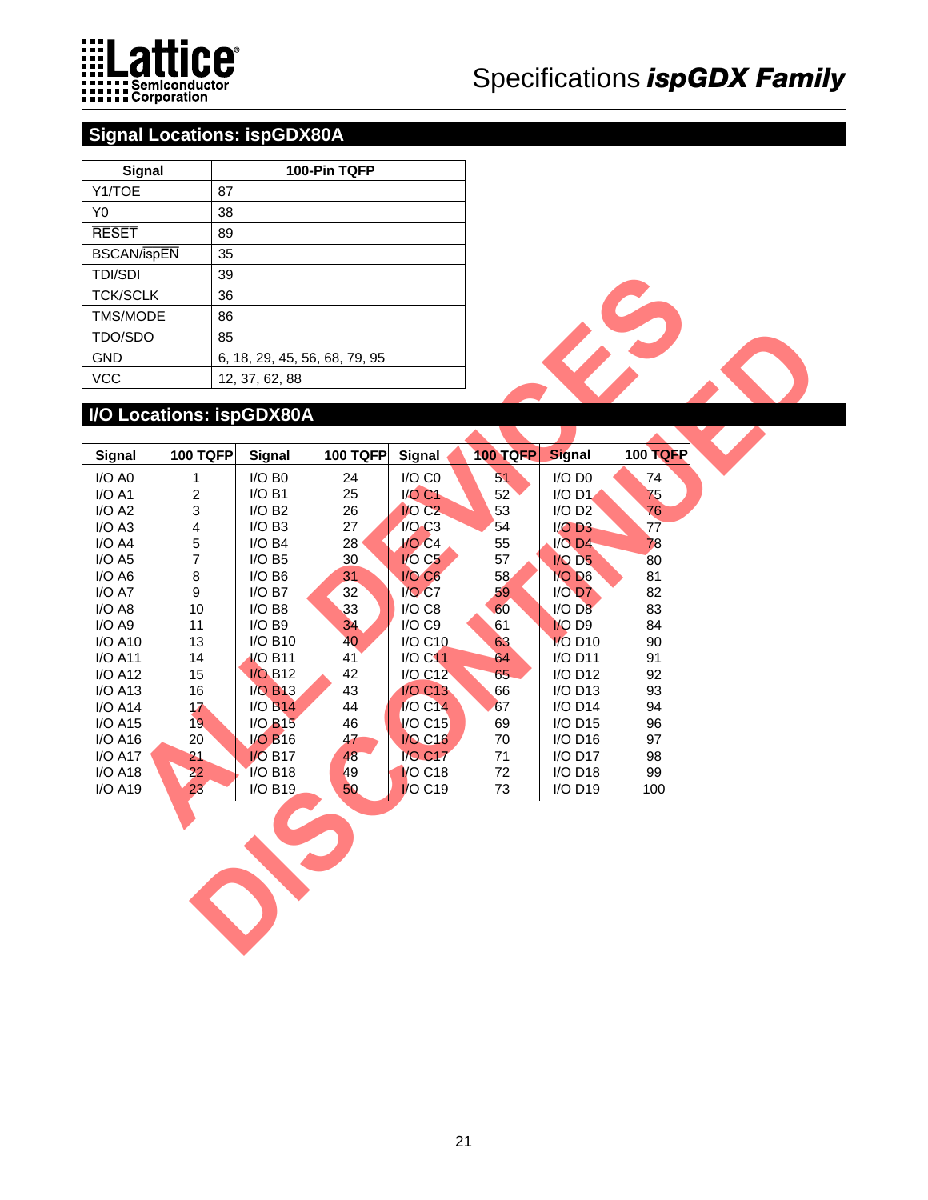## Signal Locations: ispGDX80A

| Signal | 100-Pin TQFP |
|---|---|
| Y1/TOE | 87 |
| Y0 | 38 |
| RESET | 89 |
| BSCAN/ispEN | 35 |
| TDI/SDI | 39 |
| TCK/SCLK | 36 |
| TMS/MODE | 86 |
| TDO/SDO | 85 |
| GND | 6, 18, 29, 45, 56, 68, 79, 95 |
| VCC | 12, 37, 62, 88 |

## I/O Locations: ispGDX80A

| Signal | 100 TQFP | Signal | 100 TQFP | Signal | 100 TQFP | Signal | 100 TQFP |
|---|---|---|---|---|---|---|---|
| I/O A0 | 1 | I/O B0 | 24 | I/O C0 | 51 | I/O D0 | 74 |
| I/O A1 | 2 | I/O B1 | 25 | I/O C1 | 52 | I/O D1 | 75 |
| I/O A2 | 3 | I/O B2 | 26 | I/O C2 | 53 | I/O D2 | 76 |
| I/O A3 | 4 | I/O B3 | 27 | I/O C3 | 54 | I/O D3 | 77 |
| I/O A4 | 5 | I/O B4 | 28 | I/O C4 | 55 | I/O D4 | 78 |
| I/O A5 | 7 | I/O B5 | 30 | I/O C5 | 57 | I/O D5 | 80 |
| I/O A6 | 8 | I/O B6 | 31 | I/O C6 | 58 | I/O D6 | 81 |
| I/O A7 | 9 | I/O B7 | 32 | I/O C7 | 59 | I/O D7 | 82 |
| I/O A8 | 10 | I/O B8 | 33 | I/O C8 | 60 | I/O D8 | 83 |
| I/O A9 | 11 | I/O B9 | 34 | I/O C9 | 61 | I/O D9 | 84 |
| I/O A10 | 13 | I/O B10 | 40 | I/O C10 | 63 | I/O D10 | 90 |
| I/O A11 | 14 | I/O B11 | 41 | I/O C11 | 64 | I/O D11 | 91 |
| I/O A12 | 15 | I/O B12 | 42 | I/O C12 | 65 | I/O D12 | 92 |
| I/O A13 | 16 | I/O B13 | 43 | I/O C13 | 66 | I/O D13 | 93 |
| I/O A14 | 17 | I/O B14 | 44 | I/O C14 | 67 | I/O D14 | 94 |
| I/O A15 | 19 | I/O B15 | 46 | I/O C15 | 69 | I/O D15 | 96 |
| I/O A16 | 20 | I/O B16 | 47 | I/O C16 | 70 | I/O D16 | 97 |
| I/O A17 | 21 | I/O B17 | 48 | I/O C17 | 71 | I/O D17 | 98 |
| I/O A18 | 22 | I/O B18 | 49 | I/O C18 | 72 | I/O D18 | 99 |
| I/O A19 | 23 | I/O B19 | 50 | I/O C19 | 73 | I/O D19 | 100 |

ALL DEVICES DISCONTINUED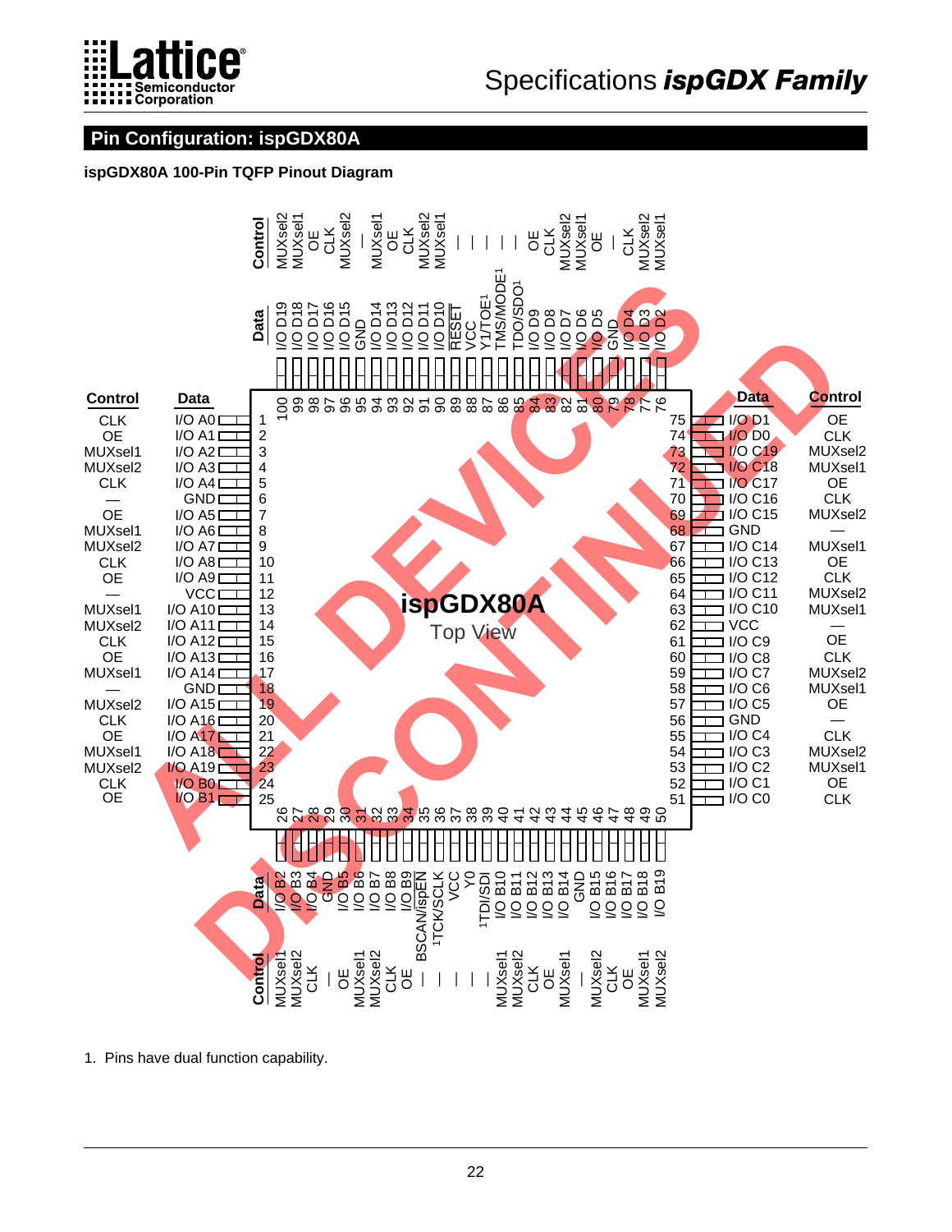## Pin Configuration: ispGDX80A

### ispGDX80A 100-Pin TQFP Pinout Diagram

ispGDX80A
Top View

ALL DEVICES DISCONTINUED

| Pin | Data | Control |
|---|---|---|
| 1 | I/O A0 | CLK |
| 2 | I/O A1 | OE |
| 3 | I/O A2 | MUXsel1 |
| 4 | I/O A3 | MUXsel2 |
| 5 | I/O A4 | CLK |
| 6 | GND | — |
| 7 | I/O A5 | OE |
| 8 | I/O A6 | MUXsel1 |
| 9 | I/O A7 | MUXsel2 |
| 10 | I/O A8 | CLK |
| 11 | I/O A9 | OE |
| 12 | VCC | — |
| 13 | I/O A10 | MUXsel1 |
| 14 | I/O A11 | MUXsel2 |
| 15 | I/O A12 | CLK |
| 16 | I/O A13 | OE |
| 17 | I/O A14 | MUXsel1 |
| 18 | GND | — |
| 19 | I/O A15 | MUXsel2 |
| 20 | I/O A16 | CLK |
| 21 | I/O A17 | OE |
| 22 | I/O A18 | MUXsel1 |
| 23 | I/O A19 | MUXsel2 |
| 24 | I/O B0 | CLK |
| 25 | I/O B1 | OE |
| 26 | I/O B2 | MUXsel1 |
| 27 | I/O B3 | MUXsel2 |
| 28 | I/O B4 | CLK |
| 29 | GND | — |
| 30 | I/O B5 | OE |
| 31 | I/O B6 | MUXsel1 |
| 32 | I/O B7 | MUXsel2 |
| 33 | I/O B8 | CLK |
| 34 | I/O B9 | OE |
| 35 | BSCAN/ispEN | — |
| 36 | TCK/SCLK[1] | — |
| 37 | VCC | — |
| 38 | Y0 | — |
| 39 | TDI/SDI[1] | — |
| 40 | I/O B10 | MUXsel1 |
| 41 | I/O B11 | MUXsel2 |
| 42 | I/O B12 | CLK |
| 43 | I/O B13 | OE |
| 44 | I/O B14 | MUXsel1 |
| 45 | GND | — |
| 46 | I/O B15 | MUXsel2 |
| 47 | I/O B16 | CLK |
| 48 | I/O B17 | OE |
| 49 | I/O B18 | MUXsel1 |
| 50 | I/O B19 | MUXsel2 |
| 51 | I/O C0 | CLK |
| 52 | I/O C1 | OE |
| 53 | I/O C2 | MUXsel1 |
| 54 | I/O C3 | MUXsel2 |
| 55 | I/O C4 | CLK |
| 56 | GND | — |
| 57 | I/O C5 | OE |
| 58 | I/O C6 | MUXsel1 |
| 59 | I/O C7 | MUXsel2 |
| 60 | I/O C8 | CLK |
| 61 | I/O C9 | OE |
| 62 | VCC | — |
| 63 | I/O C10 | MUXsel1 |
| 64 | I/O C11 | MUXsel2 |
| 65 | I/O C12 | CLK |
| 66 | I/O C13 | OE |
| 67 | I/O C14 | MUXsel1 |
| 68 | GND | — |
| 69 | I/O C15 | MUXsel2 |
| 70 | I/O C16 | CLK |
| 71 | I/O C17 | OE |
| 72 | I/O C18 | MUXsel1 |
| 73 | I/O C19 | MUXsel2 |
| 74 | I/O D0 | CLK |
| 75 | I/O D1 | OE |
| 76 | I/O D2 | MUXsel1 |
| 77 | I/O D3 | MUXsel2 |
| 78 | I/O D4 | CLK |
| 79 | GND | — |
| 80 | I/O D5 | OE |
| 81 | I/O D6 | MUXsel1 |
| 82 | I/O D7 | MUXsel2 |
| 83 | I/O D8 | CLK |
| 84 | I/O D9 | OE |
| 85 | TDO/SDO[1] | — |
| 86 | TMS/MODE[1] | — |
| 87 | Y1/TOE[1] | — |
| 88 | VCC | — |
| 89 | RESET | — |
| 90 | I/O D10 | MUXsel1 |
| 91 | I/O D11 | MUXsel2 |
| 92 | I/O D12 | CLK |
| 93 | I/O D13 | OE |
| 94 | I/O D14 | MUXsel1 |
| 95 | GND | — |
| 96 | I/O D15 | MUXsel2 |
| 97 | I/O D16 | CLK |
| 98 | I/O D17 | OE |
| 99 | I/O D18 | MUXsel1 |
| 100 | I/O D19 | MUXsel2 |

1. Pins have dual function capability.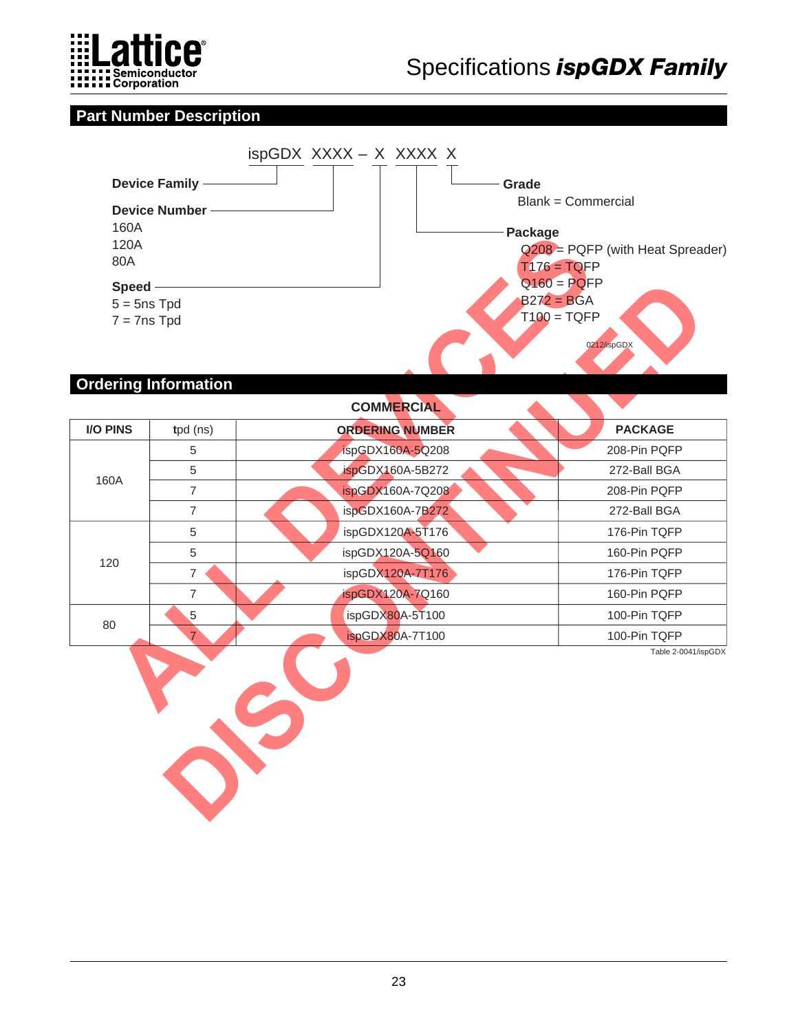## Part Number Description

ispGDX XXXX – X XXXX X

**Device Family**

**Device Number**
160A
120A
80A

**Speed**
5 = 5ns Tpd
7 = 7ns Tpd

**Grade**
Blank = Commercial

**Package**
Q208 = PQFP (with Heat Spreader)
T176 = TQFP
Q160 = PQFP
B272 = BGA
T100 = TQFP

0212/ispGDX

ALL DEVICES DISCONTINUED

## Ordering Information

**COMMERCIAL**

| I/O PINS | tpd (ns) | ORDERING NUMBER | PACKAGE |
|---|---|---|---|
| 160A | 5 | ispGDX160A-5Q208 | 208-Pin PQFP |
| | 5 | ispGDX160A-5B272 | 272-Ball BGA |
| | 7 | ispGDX160A-7Q208 | 208-Pin PQFP |
| | 7 | ispGDX160A-7B272 | 272-Ball BGA |
| 120 | 5 | ispGDX120A-5T176 | 176-Pin TQFP |
| | 5 | ispGDX120A-5Q160 | 160-Pin PQFP |
| | 7 | ispGDX120A-7T176 | 176-Pin TQFP |
| | 7 | ispGDX120A-7Q160 | 160-Pin PQFP |
| 80 | 5 | ispGDX80A-5T100 | 100-Pin TQFP |
| | 7 | ispGDX80A-7T100 | 100-Pin TQFP |

Table 2-0041/ispGDX